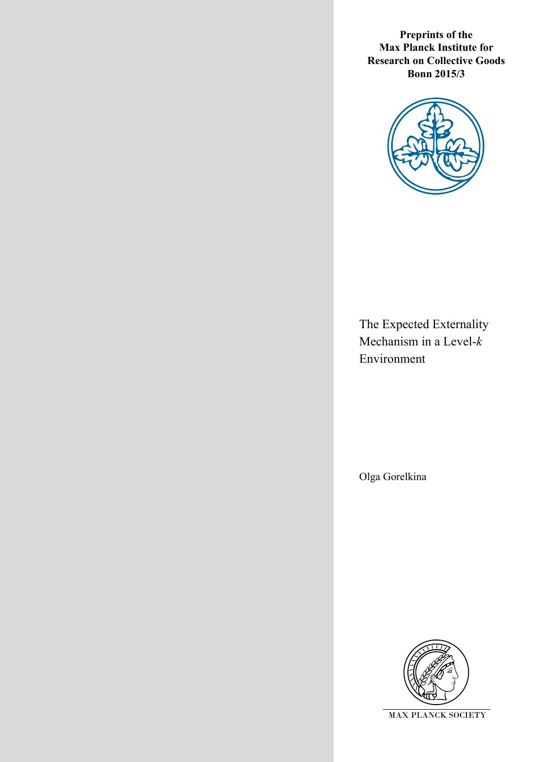**Preprints of the Max Planck Institute for Research on Collective Goods Bonn 2015/3**

# The Expected Externality Mechanism in a Level-*k* Environment

Olga Gorelkina

MAX PLANCK SOCIETY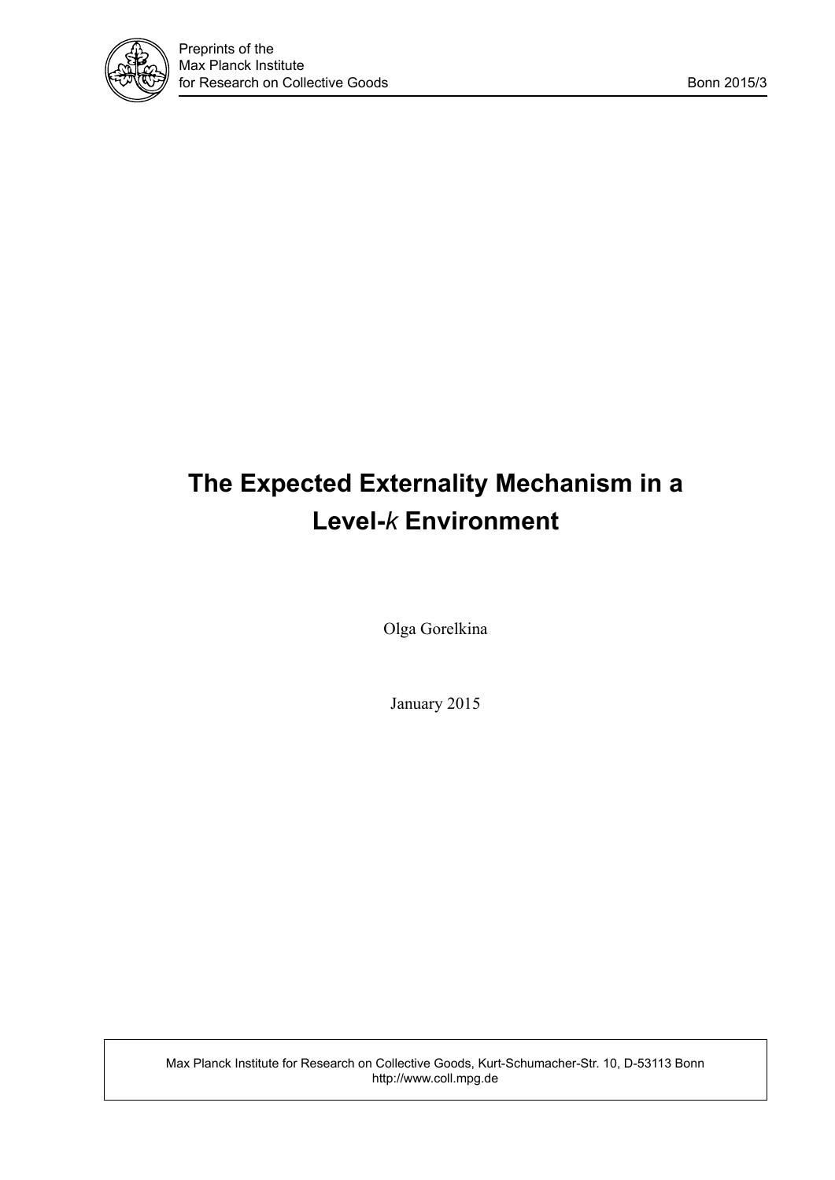# The Expected Externality Mechanism in a Level-*k* Environment

Olga Gorelkina

January 2015

Max Planck Institute for Research on Collective Goods, Kurt-Schumacher-Str. 10, D-53113 Bonn
http://www.coll.mpg.de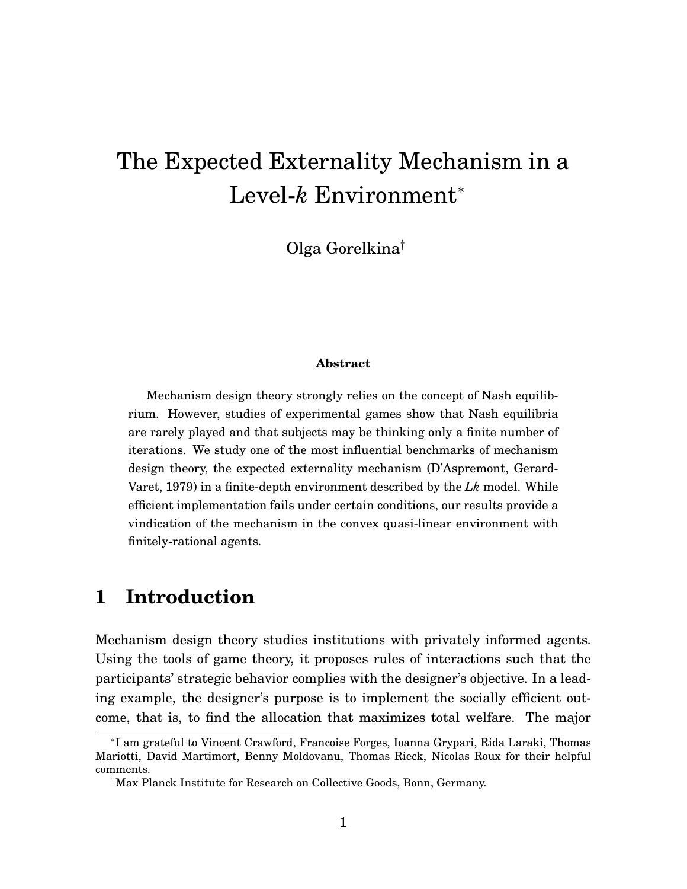# The Expected Externality Mechanism in a Level-*k* Environment[*]

Olga Gorelkina[†]

**Abstract**

Mechanism design theory strongly relies on the concept of Nash equilibrium. However, studies of experimental games show that Nash equilibria are rarely played and that subjects may be thinking only a finite number of iterations. We study one of the most influential benchmarks of mechanism design theory, the expected externality mechanism (D'Aspremont, Gerard-Varet, 1979) in a finite-depth environment described by the *Lk* model. While efficient implementation fails under certain conditions, our results provide a vindication of the mechanism in the convex quasi-linear environment with finitely-rational agents.

## 1 Introduction

Mechanism design theory studies institutions with privately informed agents. Using the tools of game theory, it proposes rules of interactions such that the participants' strategic behavior complies with the designer's objective. In a leading example, the designer's purpose is to implement the socially efficient outcome, that is, to find the allocation that maximizes total welfare. The major

[*] I am grateful to Vincent Crawford, Francoise Forges, Ioanna Grypari, Rida Laraki, Thomas Mariotti, David Martimort, Benny Moldovanu, Thomas Rieck, Nicolas Roux for their helpful comments.

[†] Max Planck Institute for Research on Collective Goods, Bonn, Germany.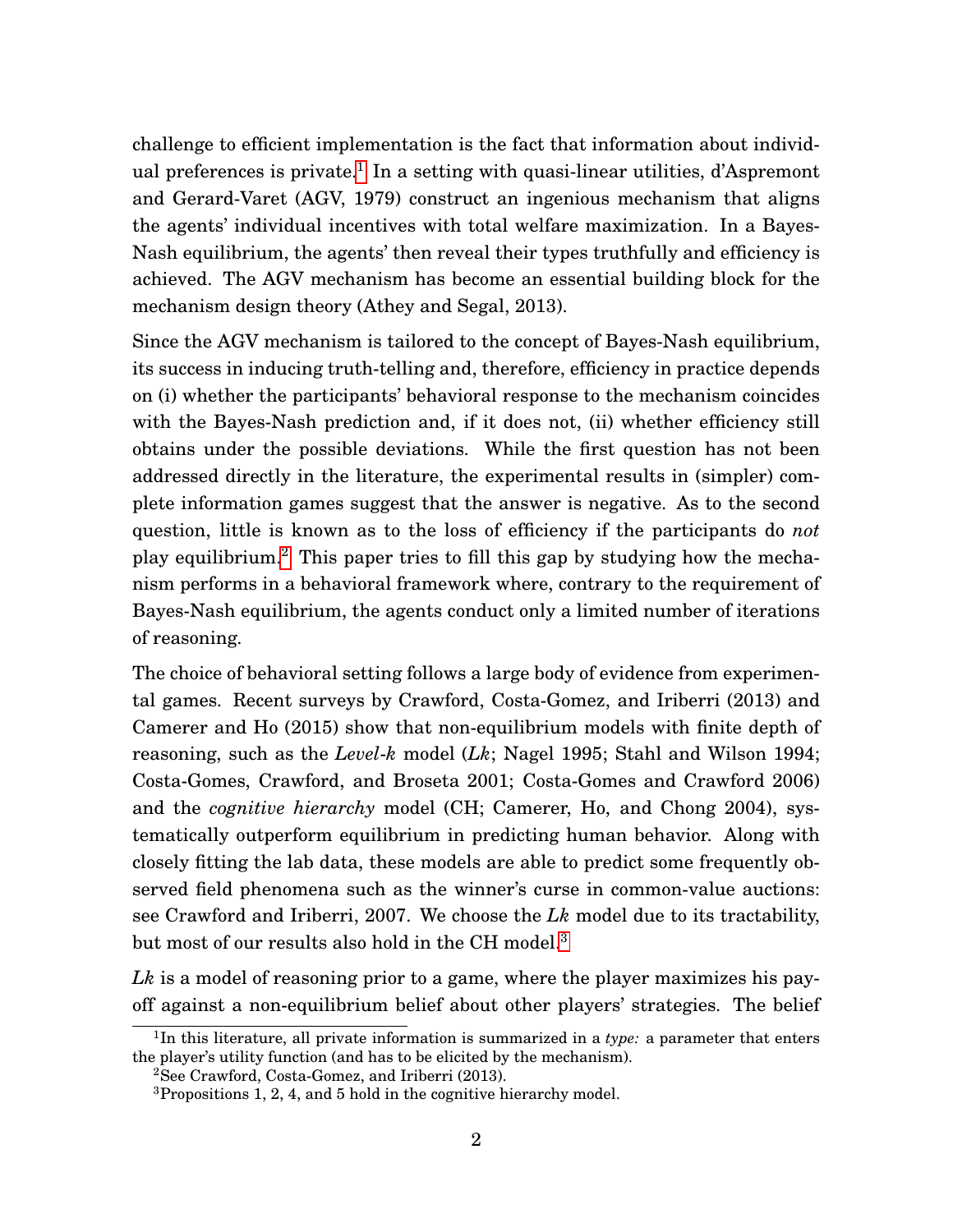challenge to efficient implementation is the fact that information about individual preferences is private.[1] In a setting with quasi-linear utilities, d'Aspremont and Gerard-Varet (AGV, 1979) construct an ingenious mechanism that aligns the agents' individual incentives with total welfare maximization. In a Bayes-Nash equilibrium, the agents' then reveal their types truthfully and efficiency is achieved. The AGV mechanism has become an essential building block for the mechanism design theory (Athey and Segal, 2013).

Since the AGV mechanism is tailored to the concept of Bayes-Nash equilibrium, its success in inducing truth-telling and, therefore, efficiency in practice depends on (i) whether the participants' behavioral response to the mechanism coincides with the Bayes-Nash prediction and, if it does not, (ii) whether efficiency still obtains under the possible deviations. While the first question has not been addressed directly in the literature, the experimental results in (simpler) complete information games suggest that the answer is negative. As to the second question, little is known as to the loss of efficiency if the participants do *not* play equilibrium.[2] This paper tries to fill this gap by studying how the mechanism performs in a behavioral framework where, contrary to the requirement of Bayes-Nash equilibrium, the agents conduct only a limited number of iterations of reasoning.

The choice of behavioral setting follows a large body of evidence from experimental games. Recent surveys by Crawford, Costa-Gomez, and Iriberri (2013) and Camerer and Ho (2015) show that non-equilibrium models with finite depth of reasoning, such as the *Level-k* model (*Lk*; Nagel 1995; Stahl and Wilson 1994; Costa-Gomes, Crawford, and Broseta 2001; Costa-Gomes and Crawford 2006) and the *cognitive hierarchy* model (CH; Camerer, Ho, and Chong 2004), systematically outperform equilibrium in predicting human behavior. Along with closely fitting the lab data, these models are able to predict some frequently observed field phenomena such as the winner's curse in common-value auctions: see Crawford and Iriberri, 2007. We choose the *Lk* model due to its tractability, but most of our results also hold in the CH model.[3]

*Lk* is a model of reasoning prior to a game, where the player maximizes his payoff against a non-equilibrium belief about other players' strategies. The belief

[1] In this literature, all private information is summarized in a *type:* a parameter that enters the player's utility function (and has to be elicited by the mechanism).

[2] See Crawford, Costa-Gomez, and Iriberri (2013).

[3] Propositions 1, 2, 4, and 5 hold in the cognitive hierarchy model.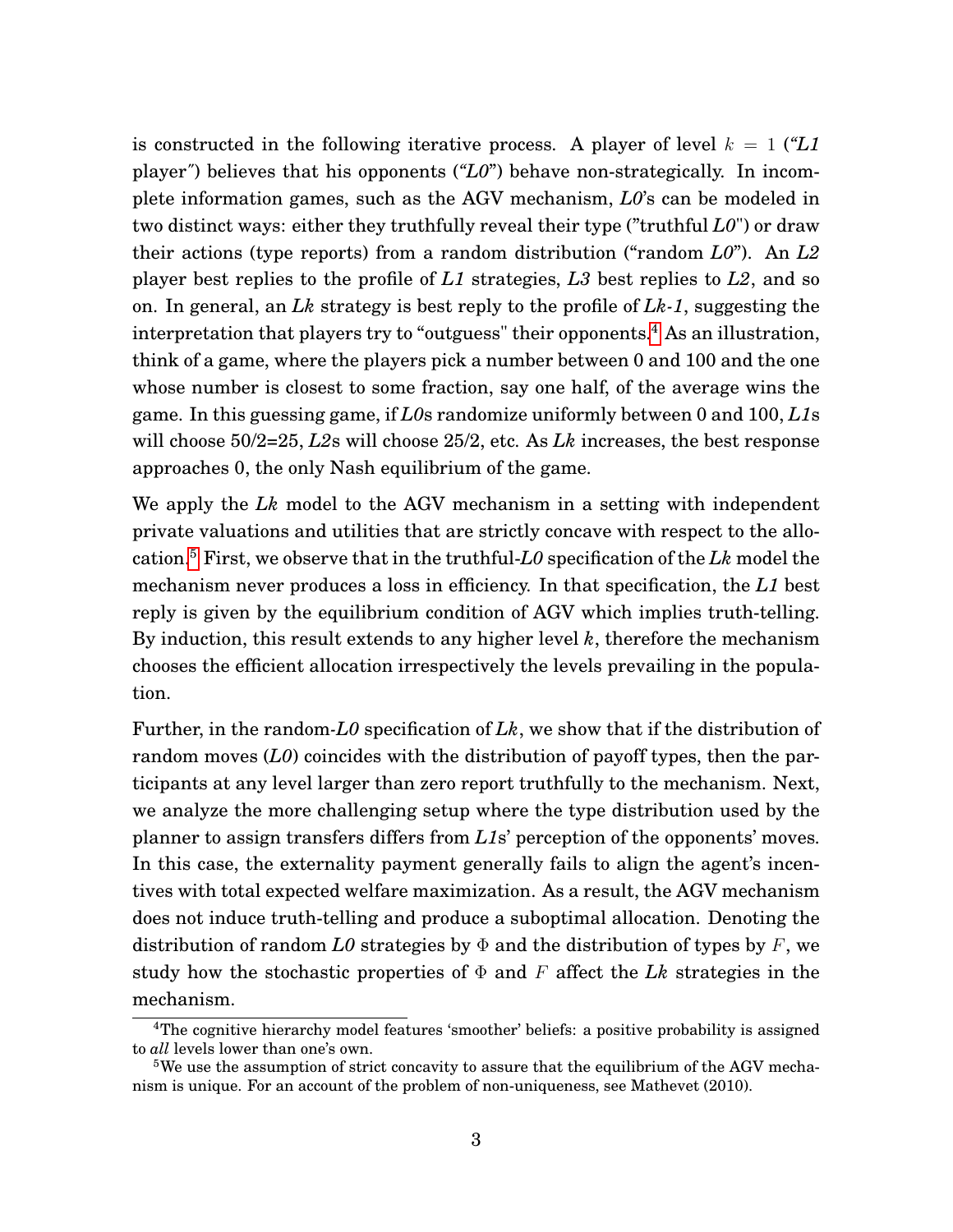is constructed in the following iterative process. A player of level $k = 1$ (*"L1* player") believes that his opponents (*"L0"*) behave non-strategically. In incomplete information games, such as the AGV mechanism, *L0*'s can be modeled in two distinct ways: either they truthfully reveal their type ("truthful *L0*") or draw their actions (type reports) from a random distribution ("random *L0*"). An *L2* player best replies to the profile of *L1* strategies, *L3* best replies to *L2*, and so on. In general, an *Lk* strategy is best reply to the profile of *Lk-1*, suggesting the interpretation that players try to "outguess" their opponents.[4] As an illustration, think of a game, where the players pick a number between 0 and 100 and the one whose number is closest to some fraction, say one half, of the average wins the game. In this guessing game, if *L0*s randomize uniformly between 0 and 100, *L1*s will choose 50/2=25, *L2*s will choose 25/2, etc. As *Lk* increases, the best response approaches 0, the only Nash equilibrium of the game.

We apply the *Lk* model to the AGV mechanism in a setting with independent private valuations and utilities that are strictly concave with respect to the allocation.[5] First, we observe that in the truthful-*L0* specification of the *Lk* model the mechanism never produces a loss in efficiency. In that specification, the *L1* best reply is given by the equilibrium condition of AGV which implies truth-telling. By induction, this result extends to any higher level $k$, therefore the mechanism chooses the efficient allocation irrespectively the levels prevailing in the population.

Further, in the random-*L0* specification of *Lk*, we show that if the distribution of random moves (*L0*) coincides with the distribution of payoff types, then the participants at any level larger than zero report truthfully to the mechanism. Next, we analyze the more challenging setup where the type distribution used by the planner to assign transfers differs from *L1*s' perception of the opponents' moves. In this case, the externality payment generally fails to align the agent's incentives with total expected welfare maximization. As a result, the AGV mechanism does not induce truth-telling and produce a suboptimal allocation. Denoting the distribution of random *L0* strategies by $\Phi$ and the distribution of types by $F$, we study how the stochastic properties of $\Phi$ and $F$ affect the *Lk* strategies in the mechanism.

[4] The cognitive hierarchy model features 'smoother' beliefs: a positive probability is assigned to *all* levels lower than one's own.

[5] We use the assumption of strict concavity to assure that the equilibrium of the AGV mechanism is unique. For an account of the problem of non-uniqueness, see Mathevet (2010).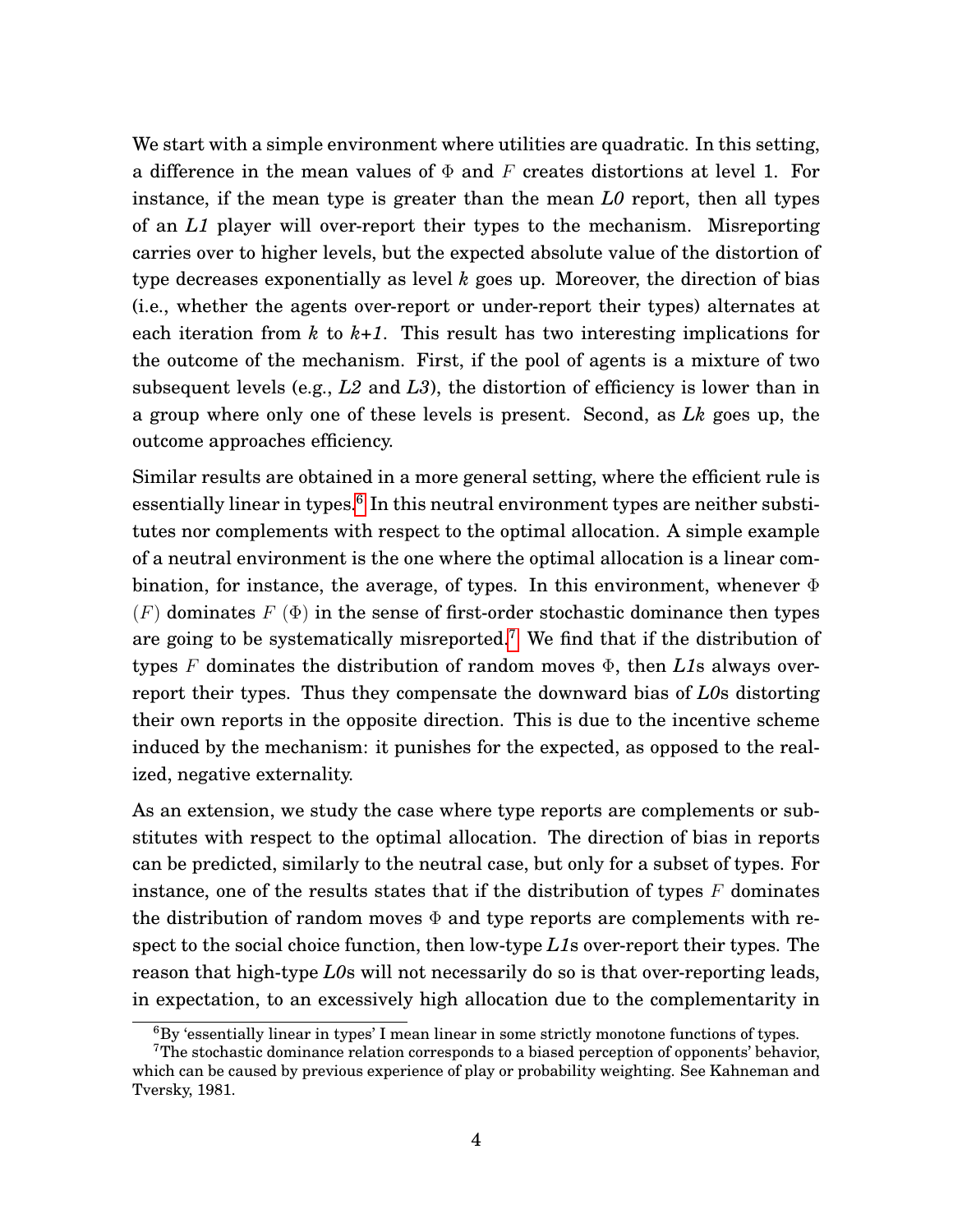We start with a simple environment where utilities are quadratic. In this setting, a difference in the mean values of $\Phi$ and $F$ creates distortions at level 1. For instance, if the mean type is greater than the mean *L0* report, then all types of an *L1* player will over-report their types to the mechanism. Misreporting carries over to higher levels, but the expected absolute value of the distortion of type decreases exponentially as level $k$ goes up. Moreover, the direction of bias (i.e., whether the agents over-report or under-report their types) alternates at each iteration from $k$ to $k{+}1$. This result has two interesting implications for the outcome of the mechanism. First, if the pool of agents is a mixture of two subsequent levels (e.g., *L2* and *L3*), the distortion of efficiency is lower than in a group where only one of these levels is present. Second, as *Lk* goes up, the outcome approaches efficiency.

Similar results are obtained in a more general setting, where the efficient rule is essentially linear in types.[6] In this neutral environment types are neither substitutes nor complements with respect to the optimal allocation. A simple example of a neutral environment is the one where the optimal allocation is a linear combination, for instance, the average, of types. In this environment, whenever $\Phi$ ($F$) dominates $F$ ($\Phi$) in the sense of first-order stochastic dominance then types are going to be systematically misreported.[7] We find that if the distribution of types $F$ dominates the distribution of random moves $\Phi$, then *L1*s always over-report their types. Thus they compensate the downward bias of *L0*s distorting their own reports in the opposite direction. This is due to the incentive scheme induced by the mechanism: it punishes for the expected, as opposed to the realized, negative externality.

As an extension, we study the case where type reports are complements or substitutes with respect to the optimal allocation. The direction of bias in reports can be predicted, similarly to the neutral case, but only for a subset of types. For instance, one of the results states that if the distribution of types $F$ dominates the distribution of random moves $\Phi$ and type reports are complements with respect to the social choice function, then low-type *L1*s over-report their types. The reason that high-type *L0*s will not necessarily do so is that over-reporting leads, in expectation, to an excessively high allocation due to the complementarity in

[6] By 'essentially linear in types' I mean linear in some strictly monotone functions of types.

[7] The stochastic dominance relation corresponds to a biased perception of opponents' behavior, which can be caused by previous experience of play or probability weighting. See Kahneman and Tversky, 1981.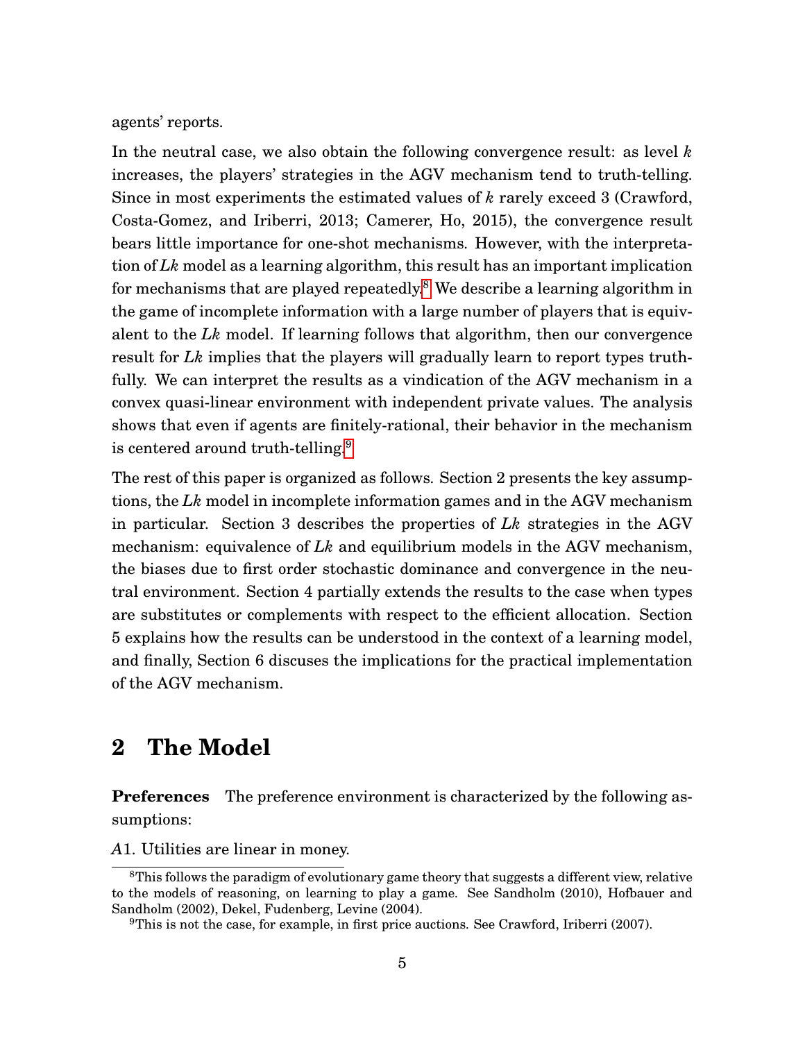agents' reports.

In the neutral case, we also obtain the following convergence result: as level $k$ increases, the players' strategies in the AGV mechanism tend to truth-telling. Since in most experiments the estimated values of $k$ rarely exceed 3 (Crawford, Costa-Gomez, and Iriberri, 2013; Camerer, Ho, 2015), the convergence result bears little importance for one-shot mechanisms. However, with the interpretation of $Lk$ model as a learning algorithm, this result has an important implication for mechanisms that are played repeatedly.[8] We describe a learning algorithm in the game of incomplete information with a large number of players that is equivalent to the $Lk$ model. If learning follows that algorithm, then our convergence result for $Lk$ implies that the players will gradually learn to report types truthfully. We can interpret the results as a vindication of the AGV mechanism in a convex quasi-linear environment with independent private values. The analysis shows that even if agents are finitely-rational, their behavior in the mechanism is centered around truth-telling.[9]

The rest of this paper is organized as follows. Section 2 presents the key assumptions, the $Lk$ model in incomplete information games and in the AGV mechanism in particular. Section 3 describes the properties of $Lk$ strategies in the AGV mechanism: equivalence of $Lk$ and equilibrium models in the AGV mechanism, the biases due to first order stochastic dominance and convergence in the neutral environment. Section 4 partially extends the results to the case when types are substitutes or complements with respect to the efficient allocation. Section 5 explains how the results can be understood in the context of a learning model, and finally, Section 6 discuses the implications for the practical implementation of the AGV mechanism.

## 2 The Model

**Preferences** The preference environment is characterized by the following assumptions:

*A*1. Utilities are linear in money.

---

[8] This follows the paradigm of evolutionary game theory that suggests a different view, relative to the models of reasoning, on learning to play a game. See Sandholm (2010), Hofbauer and Sandholm (2002), Dekel, Fudenberg, Levine (2004).

[9] This is not the case, for example, in first price auctions. See Crawford, Iriberri (2007).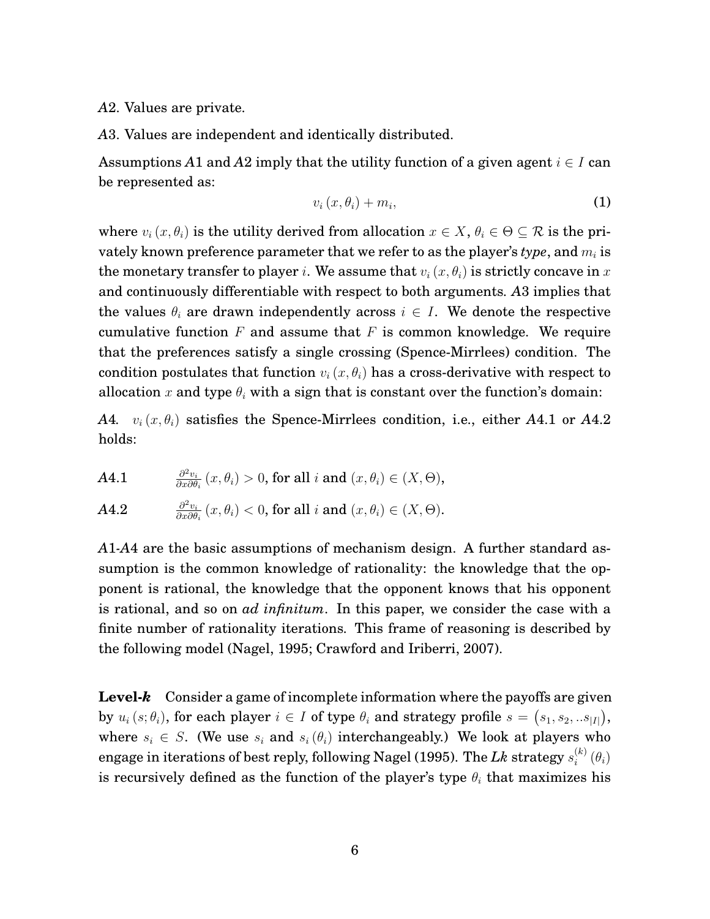*A*2. Values are private.

*A*3. Values are independent and identically distributed.

Assumptions *A*1 and *A*2 imply that the utility function of a given agent $i \in I$ can be represented as:

$$v_i(x, \theta_i) + m_i, \tag{1}$$

where $v_i(x, \theta_i)$ is the utility derived from allocation $x \in X$, $\theta_i \in \Theta \subseteq \mathcal{R}$ is the privately known preference parameter that we refer to as the player's *type*, and $m_i$ is the monetary transfer to player $i$. We assume that $v_i(x, \theta_i)$ is strictly concave in $x$ and continuously differentiable with respect to both arguments. *A*3 implies that the values $\theta_i$ are drawn independently across $i \in I$. We denote the respective cumulative function $F$ and assume that $F$ is common knowledge. We require that the preferences satisfy a single crossing (Spence-Mirrlees) condition. The condition postulates that function $v_i(x, \theta_i)$ has a cross-derivative with respect to allocation $x$ and type $\theta_i$ with a sign that is constant over the function's domain:

*A*4. $v_i(x, \theta_i)$ satisfies the Spence-Mirrlees condition, i.e., either *A*4.1 or *A*4.2 holds:

*A*4.1 $\frac{\partial^2 v_i}{\partial x \partial \theta_i}(x, \theta_i) > 0$, for all $i$ and $(x, \theta_i) \in (X, \Theta)$,

*A*4.2 $\frac{\partial^2 v_i}{\partial x \partial \theta_i}(x, \theta_i) < 0$, for all $i$ and $(x, \theta_i) \in (X, \Theta)$.

*A*1-*A*4 are the basic assumptions of mechanism design. A further standard assumption is the common knowledge of rationality: the knowledge that the opponent is rational, the knowledge that the opponent knows that his opponent is rational, and so on *ad infinitum*. In this paper, we consider the case with a finite number of rationality iterations. This frame of reasoning is described by the following model (Nagel, 1995; Crawford and Iriberri, 2007).

**Level-*k*** Consider a game of incomplete information where the payoffs are given by $u_i(s; \theta_i)$, for each player $i \in I$ of type $\theta_i$ and strategy profile $s = (s_1, s_2, ..s_{|I|})$, where $s_i \in S$. (We use $s_i$ and $s_i(\theta_i)$ interchangeably.) We look at players who engage in iterations of best reply, following Nagel (1995). The *Lk* strategy $s_i^{(k)}(\theta_i)$ is recursively defined as the function of the player's type $\theta_i$ that maximizes his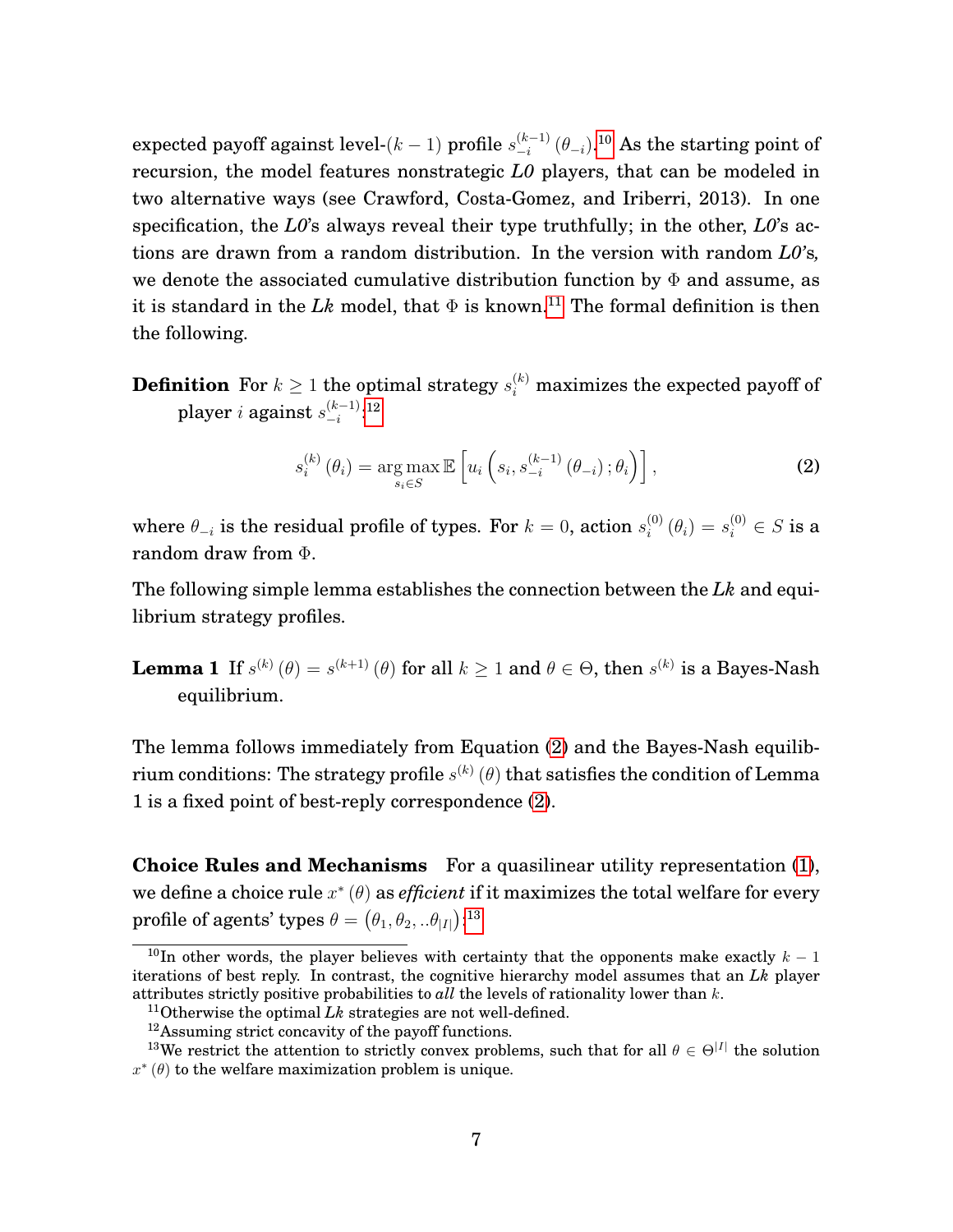expected payoff against level-$(k-1)$ profile $s_{-i}^{(k-1)}(\theta_{-i})$.[10] As the starting point of recursion, the model features nonstrategic *L0* players, that can be modeled in two alternative ways (see Crawford, Costa-Gomez, and Iriberri, 2013). In one specification, the *L0*'s always reveal their type truthfully; in the other, *L0*'s actions are drawn from a random distribution. In the version with random *L0*'s, we denote the associated cumulative distribution function by $\Phi$ and assume, as it is standard in the *Lk* model, that $\Phi$ is known.[11] The formal definition is then the following.

**Definition** For $k \geq 1$ the optimal strategy $s_i^{(k)}$ maximizes the expected payoff of player $i$ against $s_{-i}^{(k-1)}$:[12]

$$s_i^{(k)}(\theta_i) = \arg\max_{s_i \in S} \mathbb{E}\left[u_i\left(s_i, s_{-i}^{(k-1)}(\theta_{-i}); \theta_i\right)\right], \tag{2}$$

where $\theta_{-i}$ is the residual profile of types. For $k = 0$, action $s_i^{(0)}(\theta_i) = s_i^{(0)} \in S$ is a random draw from $\Phi$.

The following simple lemma establishes the connection between the *Lk* and equilibrium strategy profiles.

**Lemma 1** If $s^{(k)}(\theta) = s^{(k+1)}(\theta)$ for all $k \geq 1$ and $\theta \in \Theta$, then $s^{(k)}$ is a Bayes-Nash equilibrium.

The lemma follows immediately from Equation (2) and the Bayes-Nash equilibrium conditions: The strategy profile $s^{(k)}(\theta)$ that satisfies the condition of Lemma 1 is a fixed point of best-reply correspondence (2).

**Choice Rules and Mechanisms** For a quasilinear utility representation (1), we define a choice rule $x^*(\theta)$ as *efficient* if it maximizes the total welfare for every profile of agents' types $\theta = (\theta_1, \theta_2, ..\theta_{|I|})$:[13]

---

[10] In other words, the player believes with certainty that the opponents make exactly $k-1$ iterations of best reply. In contrast, the cognitive hierarchy model assumes that an *Lk* player attributes strictly positive probabilities to *all* the levels of rationality lower than $k$.

[11] Otherwise the optimal *Lk* strategies are not well-defined.

[12] Assuming strict concavity of the payoff functions.

[13] We restrict the attention to strictly convex problems, such that for all $\theta \in \Theta^{|I|}$ the solution $x^*(\theta)$ to the welfare maximization problem is unique.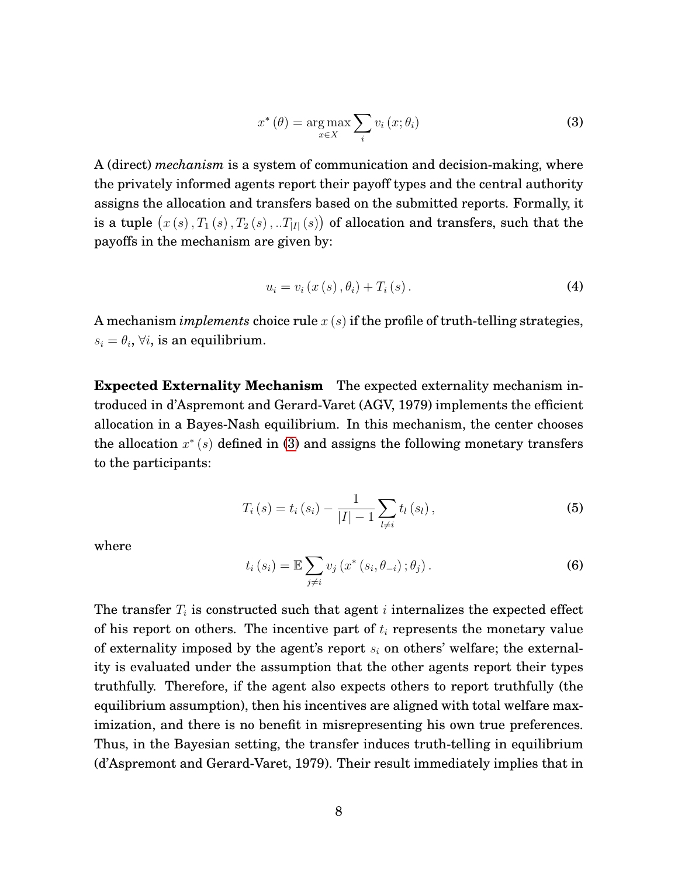$$x^*(\theta) = \arg\max_{x \in X} \sum_i v_i(x; \theta_i) \tag{3}$$

A (direct) *mechanism* is a system of communication and decision-making, where the privately informed agents report their payoff types and the central authority assigns the allocation and transfers based on the submitted reports. Formally, it is a tuple $\left(x(s), T_1(s), T_2(s), ..T_{|I|}(s)\right)$ of allocation and transfers, such that the payoffs in the mechanism are given by:

$$u_i = v_i(x(s), \theta_i) + T_i(s). \tag{4}$$

A mechanism *implements* choice rule $x(s)$ if the profile of truth-telling strategies, $s_i = \theta_i$, $\forall i$, is an equilibrium.

**Expected Externality Mechanism** The expected externality mechanism introduced in d'Aspremont and Gerard-Varet (AGV, 1979) implements the efficient allocation in a Bayes-Nash equilibrium. In this mechanism, the center chooses the allocation $x^*(s)$ defined in (3) and assigns the following monetary transfers to the participants:

$$T_i(s) = t_i(s_i) - \frac{1}{|I|-1} \sum_{l \neq i} t_l(s_l), \tag{5}$$

where

$$t_i(s_i) = \mathbb{E} \sum_{j \neq i} v_j\left(x^*(s_i, \theta_{-i}); \theta_j\right). \tag{6}$$

The transfer $T_i$ is constructed such that agent $i$ internalizes the expected effect of his report on others. The incentive part of $t_i$ represents the monetary value of externality imposed by the agent's report $s_i$ on others' welfare; the externality is evaluated under the assumption that the other agents report their types truthfully. Therefore, if the agent also expects others to report truthfully (the equilibrium assumption), then his incentives are aligned with total welfare maximization, and there is no benefit in misrepresenting his own true preferences. Thus, in the Bayesian setting, the transfer induces truth-telling in equilibrium (d'Aspremont and Gerard-Varet, 1979). Their result immediately implies that in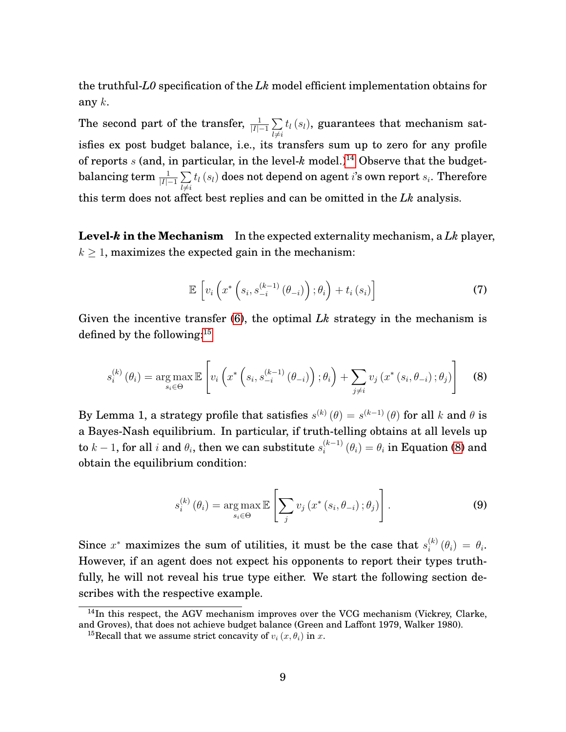the truthful-*L0* specification of the *Lk* model efficient implementation obtains for any $k$.

The second part of the transfer, $\frac{1}{|I|-1}\sum_{l\neq i} t_l(s_l)$, guarantees that mechanism satisfies ex post budget balance, i.e., its transfers sum up to zero for any profile of reports $s$ (and, in particular, in the level-$k$ model.)[14] Observe that the budget-balancing term $\frac{1}{|I|-1}\sum_{l\neq i} t_l(s_l)$ does not depend on agent $i$'s own report $s_i$. Therefore this term does not affect best replies and can be omitted in the *Lk* analysis.

**Level-*k* in the Mechanism** In the expected externality mechanism, a *Lk* player, $k \geq 1$, maximizes the expected gain in the mechanism:

$$\mathbb{E}\left[v_i\left(x^*\left(s_i, s_{-i}^{(k-1)}(\theta_{-i})\right);\theta_i\right) + t_i(s_i)\right] \tag{7}$$

Given the incentive transfer (6), the optimal *Lk* strategy in the mechanism is defined by the following:[15]

$$s_i^{(k)}(\theta_i) = \underset{s_i\in\Theta}{\arg\max}\,\mathbb{E}\left[v_i\left(x^*\left(s_i, s_{-i}^{(k-1)}(\theta_{-i})\right);\theta_i\right) + \sum_{j\neq i} v_j\left(x^*(s_i,\theta_{-i});\theta_j\right)\right] \tag{8}$$

By Lemma 1, a strategy profile that satisfies $s^{(k)}(\theta) = s^{(k-1)}(\theta)$ for all $k$ and $\theta$ is a Bayes-Nash equilibrium. In particular, if truth-telling obtains at all levels up to $k-1$, for all $i$ and $\theta_i$, then we can substitute $s_i^{(k-1)}(\theta_i) = \theta_i$ in Equation (8) and obtain the equilibrium condition:

$$s_i^{(k)}(\theta_i) = \underset{s_i\in\Theta}{\arg\max}\,\mathbb{E}\left[\sum_j v_j\left(x^*(s_i,\theta_{-i});\theta_j\right)\right]. \tag{9}$$

Since $x^*$ maximizes the sum of utilities, it must be the case that $s_i^{(k)}(\theta_i) = \theta_i$. However, if an agent does not expect his opponents to report their types truthfully, he will not reveal his true type either. We start the following section describes with the respective example.

[14] In this respect, the AGV mechanism improves over the VCG mechanism (Vickrey, Clarke, and Groves), that does not achieve budget balance (Green and Laffont 1979, Walker 1980).

[15] Recall that we assume strict concavity of $v_i(x,\theta_i)$ in $x$.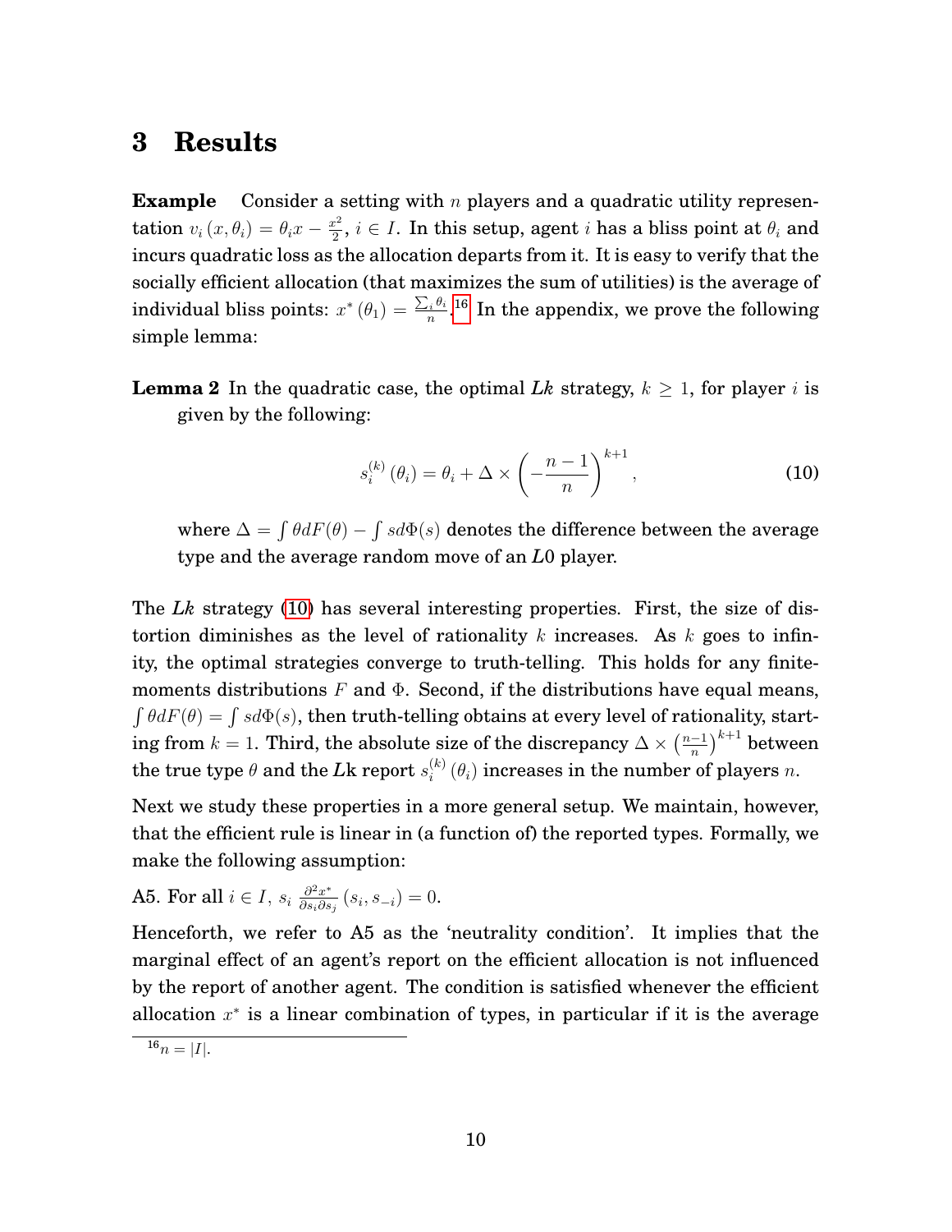# 3 Results

**Example** Consider a setting with $n$ players and a quadratic utility representation $v_i(x, \theta_i) = \theta_i x - \frac{x^2}{2}$, $i \in I$. In this setup, agent $i$ has a bliss point at $\theta_i$ and incurs quadratic loss as the allocation departs from it. It is easy to verify that the socially efficient allocation (that maximizes the sum of utilities) is the average of individual bliss points: $x^*(\theta_1) = \frac{\sum_i \theta_i}{n}$.[16] In the appendix, we prove the following simple lemma:

**Lemma 2** In the quadratic case, the optimal *Lk* strategy, $k \geq 1$, for player $i$ is given by the following:

$$s_i^{(k)}(\theta_i) = \theta_i + \Delta \times \left(-\frac{n-1}{n}\right)^{k+1}, \tag{10}$$

where $\Delta = \int \theta dF(\theta) - \int s d\Phi(s)$ denotes the difference between the average type and the average random move of an *L*0 player.

The *Lk* strategy (10) has several interesting properties. First, the size of distortion diminishes as the level of rationality $k$ increases. As $k$ goes to infinity, the optimal strategies converge to truth-telling. This holds for any finite-moments distributions $F$ and $\Phi$. Second, if the distributions have equal means, $\int \theta dF(\theta) = \int s d\Phi(s)$, then truth-telling obtains at every level of rationality, starting from $k = 1$. Third, the absolute size of the discrepancy $\Delta \times \left(\frac{n-1}{n}\right)^{k+1}$ between the true type $\theta$ and the *L*k report $s_i^{(k)}(\theta_i)$ increases in the number of players $n$.

Next we study these properties in a more general setup. We maintain, however, that the efficient rule is linear in (a function of) the reported types. Formally, we make the following assumption:

A5. For all $i \in I$, $s_i \frac{\partial^2 x^*}{\partial s_i \partial s_j}(s_i, s_{-i}) = 0$.

Henceforth, we refer to A5 as the 'neutrality condition'. It implies that the marginal effect of an agent's report on the efficient allocation is not influenced by the report of another agent. The condition is satisfied whenever the efficient allocation $x^*$ is a linear combination of types, in particular if it is the average

[16] $n = |I|$.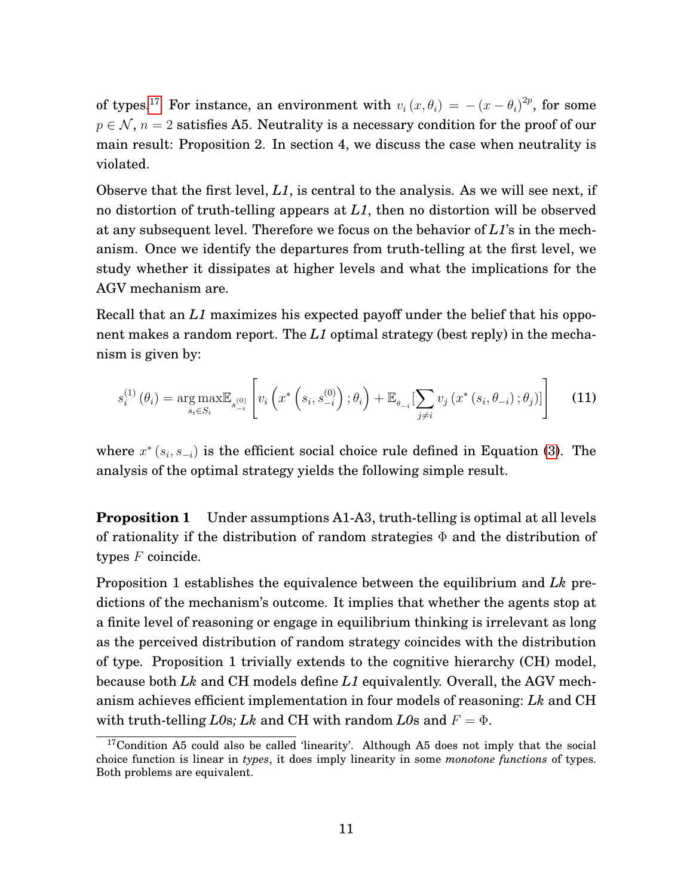of types.[17] For instance, an environment with $v_i(x, \theta_i) = -(x - \theta_i)^{2p}$, for some $p \in \mathcal{N}$, $n = 2$ satisfies A5. Neutrality is a necessary condition for the proof of our main result: Proposition 2. In section 4, we discuss the case when neutrality is violated.

Observe that the first level, *L1*, is central to the analysis. As we will see next, if no distortion of truth-telling appears at *L1*, then no distortion will be observed at any subsequent level. Therefore we focus on the behavior of *L1*'s in the mechanism. Once we identify the departures from truth-telling at the first level, we study whether it dissipates at higher levels and what the implications for the AGV mechanism are.

Recall that an *L1* maximizes his expected payoff under the belief that his opponent makes a random report. The *L1* optimal strategy (best reply) in the mechanism is given by:

$$s_i^{(1)}(\theta_i) = \underset{s_i \in S_i}{\arg\max} \mathbb{E}_{s_{-i}^{(0)}} \left[ v_i \left( x^* \left( s_i, s_{-i}^{(0)} \right); \theta_i \right) + \mathbb{E}_{\theta_{-i}} [\sum_{j \neq i} v_j \left( x^* \left( s_i, \theta_{-i} \right); \theta_j \right)] \right] \tag{11}$$

where $x^*(s_i, s_{-i})$ is the efficient social choice rule defined in Equation (3). The analysis of the optimal strategy yields the following simple result.

**Proposition 1** Under assumptions A1-A3, truth-telling is optimal at all levels of rationality if the distribution of random strategies $\Phi$ and the distribution of types $F$ coincide.

Proposition 1 establishes the equivalence between the equilibrium and *Lk* predictions of the mechanism's outcome. It implies that whether the agents stop at a finite level of reasoning or engage in equilibrium thinking is irrelevant as long as the perceived distribution of random strategy coincides with the distribution of type. Proposition 1 trivially extends to the cognitive hierarchy (CH) model, because both *Lk* and CH models define *L1* equivalently. Overall, the AGV mechanism achieves efficient implementation in four models of reasoning: *Lk* and CH with truth-telling *L0*s; *Lk* and CH with random *L0*s and $F = \Phi$.

[17] Condition A5 could also be called 'linearity'. Although A5 does not imply that the social choice function is linear in *types*, it does imply linearity in some *monotone functions* of types. Both problems are equivalent.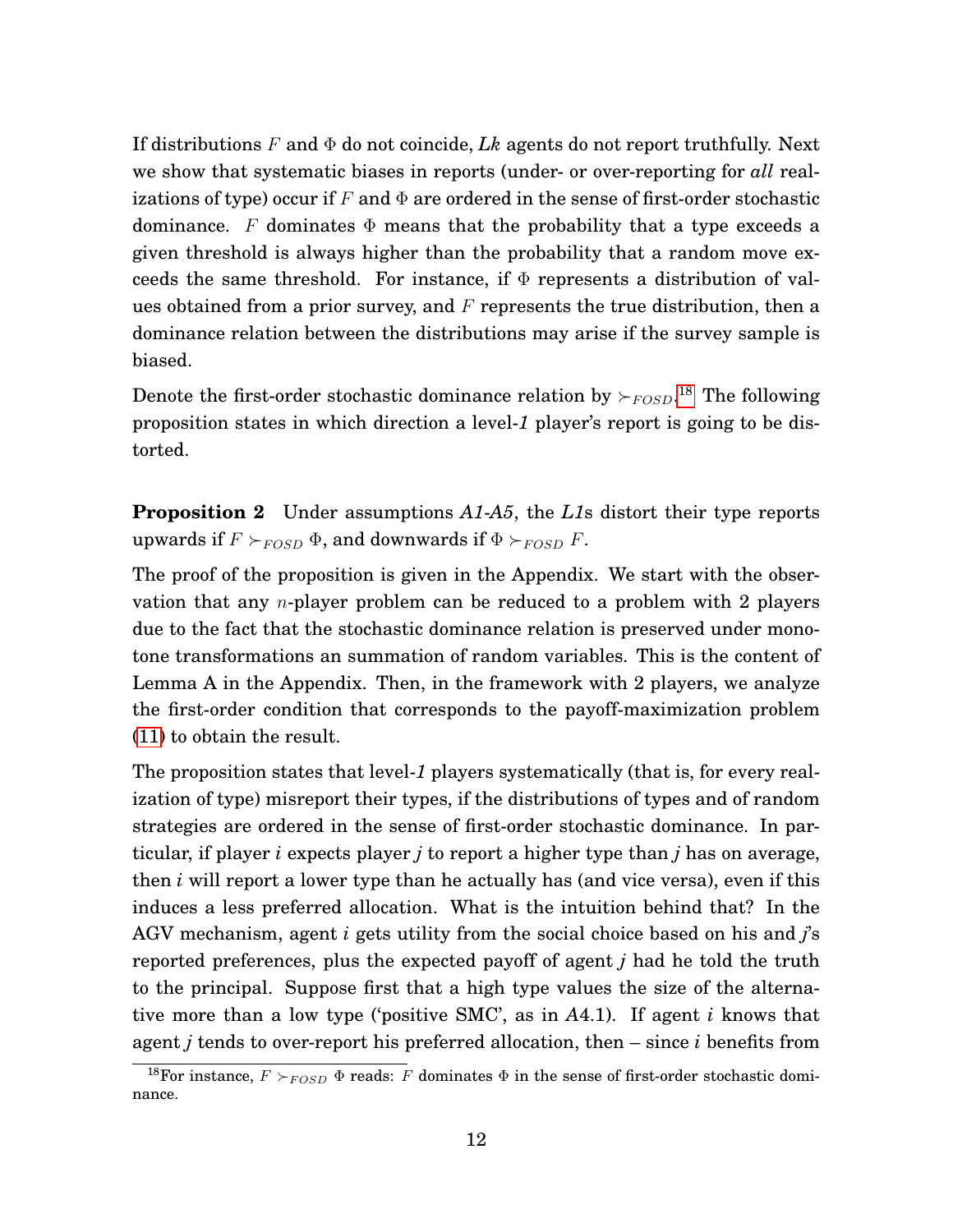If distributions $F$ and $\Phi$ do not coincide, *Lk* agents do not report truthfully. Next we show that systematic biases in reports (under- or over-reporting for *all* realizations of type) occur if $F$ and $\Phi$ are ordered in the sense of first-order stochastic dominance. $F$ dominates $\Phi$ means that the probability that a type exceeds a given threshold is always higher than the probability that a random move exceeds the same threshold. For instance, if $\Phi$ represents a distribution of values obtained from a prior survey, and $F$ represents the true distribution, then a dominance relation between the distributions may arise if the survey sample is biased.

Denote the first-order stochastic dominance relation by $\succ_{FOSD}$.[18] The following proposition states in which direction a level-*1* player's report is going to be distorted.

**Proposition 2** Under assumptions *A1-A5*, the *L1*s distort their type reports upwards if $F \succ_{FOSD} \Phi$, and downwards if $\Phi \succ_{FOSD} F$.

The proof of the proposition is given in the Appendix. We start with the observation that any $n$-player problem can be reduced to a problem with 2 players due to the fact that the stochastic dominance relation is preserved under monotone transformations an summation of random variables. This is the content of Lemma A in the Appendix. Then, in the framework with 2 players, we analyze the first-order condition that corresponds to the payoff-maximization problem (11) to obtain the result.

The proposition states that level-*1* players systematically (that is, for every realization of type) misreport their types, if the distributions of types and of random strategies are ordered in the sense of first-order stochastic dominance. In particular, if player $i$ expects player $j$ to report a higher type than $j$ has on average, then $i$ will report a lower type than he actually has (and vice versa), even if this induces a less preferred allocation. What is the intuition behind that? In the AGV mechanism, agent $i$ gets utility from the social choice based on his and $j$'s reported preferences, plus the expected payoff of agent $j$ had he told the truth to the principal. Suppose first that a high type values the size of the alternative more than a low type ('positive SMC', as in *A4.1*). If agent $i$ knows that agent $j$ tends to over-report his preferred allocation, then – since $i$ benefits from

[18] For instance, $F \succ_{FOSD} \Phi$ reads: $F$ dominates $\Phi$ in the sense of first-order stochastic dominance.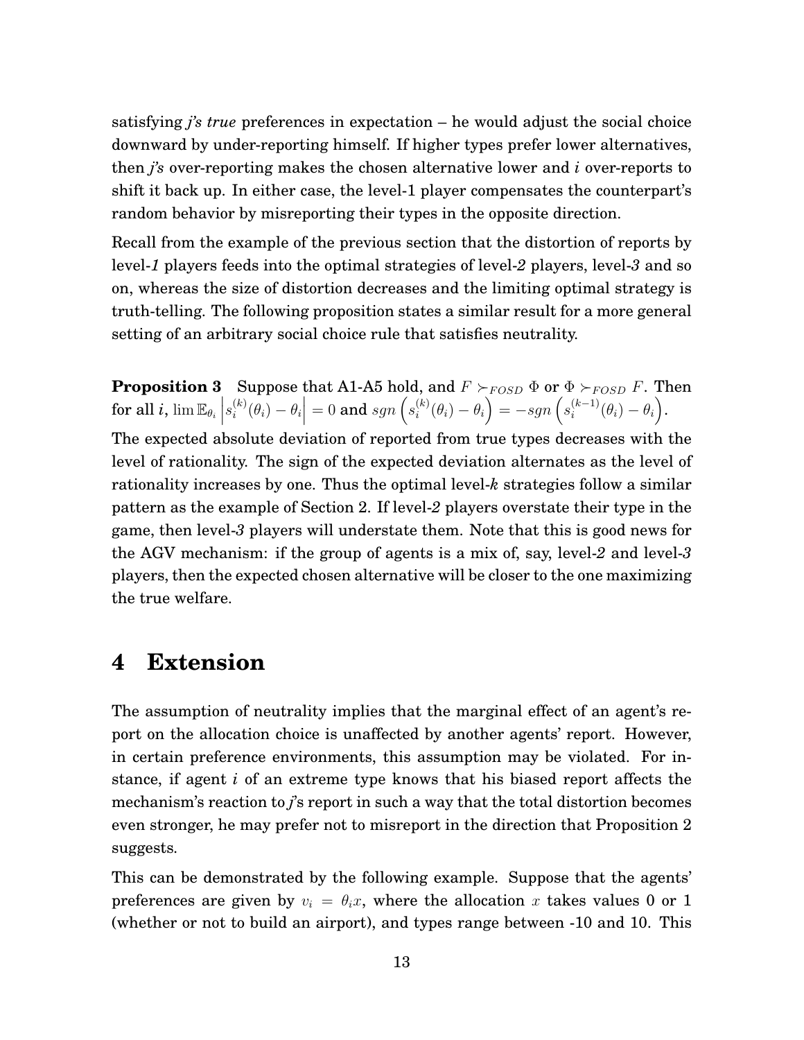satisfying *j's true* preferences in expectation – he would adjust the social choice downward by under-reporting himself. If higher types prefer lower alternatives, then *j's* over-reporting makes the chosen alternative lower and $i$ over-reports to shift it back up. In either case, the level-1 player compensates the counterpart's random behavior by misreporting their types in the opposite direction.

Recall from the example of the previous section that the distortion of reports by level-*1* players feeds into the optimal strategies of level-*2* players, level-*3* and so on, whereas the size of distortion decreases and the limiting optimal strategy is truth-telling. The following proposition states a similar result for a more general setting of an arbitrary social choice rule that satisfies neutrality.

**Proposition 3** Suppose that A1-A5 hold, and $F \succ_{FOSD} \Phi$ or $\Phi \succ_{FOSD} F$. Then for all $i$, $\lim \mathbb{E}_{\theta_i} \left| s_i^{(k)}(\theta_i) - \theta_i \right| = 0$ and $sgn\left(s_i^{(k)}(\theta_i) - \theta_i\right) = -sgn\left(s_i^{(k-1)}(\theta_i) - \theta_i\right)$.

The expected absolute deviation of reported from true types decreases with the level of rationality. The sign of the expected deviation alternates as the level of rationality increases by one. Thus the optimal level-$k$ strategies follow a similar pattern as the example of Section 2. If level-*2* players overstate their type in the game, then level-*3* players will understate them. Note that this is good news for the AGV mechanism: if the group of agents is a mix of, say, level-*2* and level-*3* players, then the expected chosen alternative will be closer to the one maximizing the true welfare.

# 4 Extension

The assumption of neutrality implies that the marginal effect of an agent's report on the allocation choice is unaffected by another agents' report. However, in certain preference environments, this assumption may be violated. For instance, if agent $i$ of an extreme type knows that his biased report affects the mechanism's reaction to *j*'s report in such a way that the total distortion becomes even stronger, he may prefer not to misreport in the direction that Proposition 2 suggests.

This can be demonstrated by the following example. Suppose that the agents' preferences are given by $v_i = \theta_i x$, where the allocation $x$ takes values 0 or 1 (whether or not to build an airport), and types range between -10 and 10. This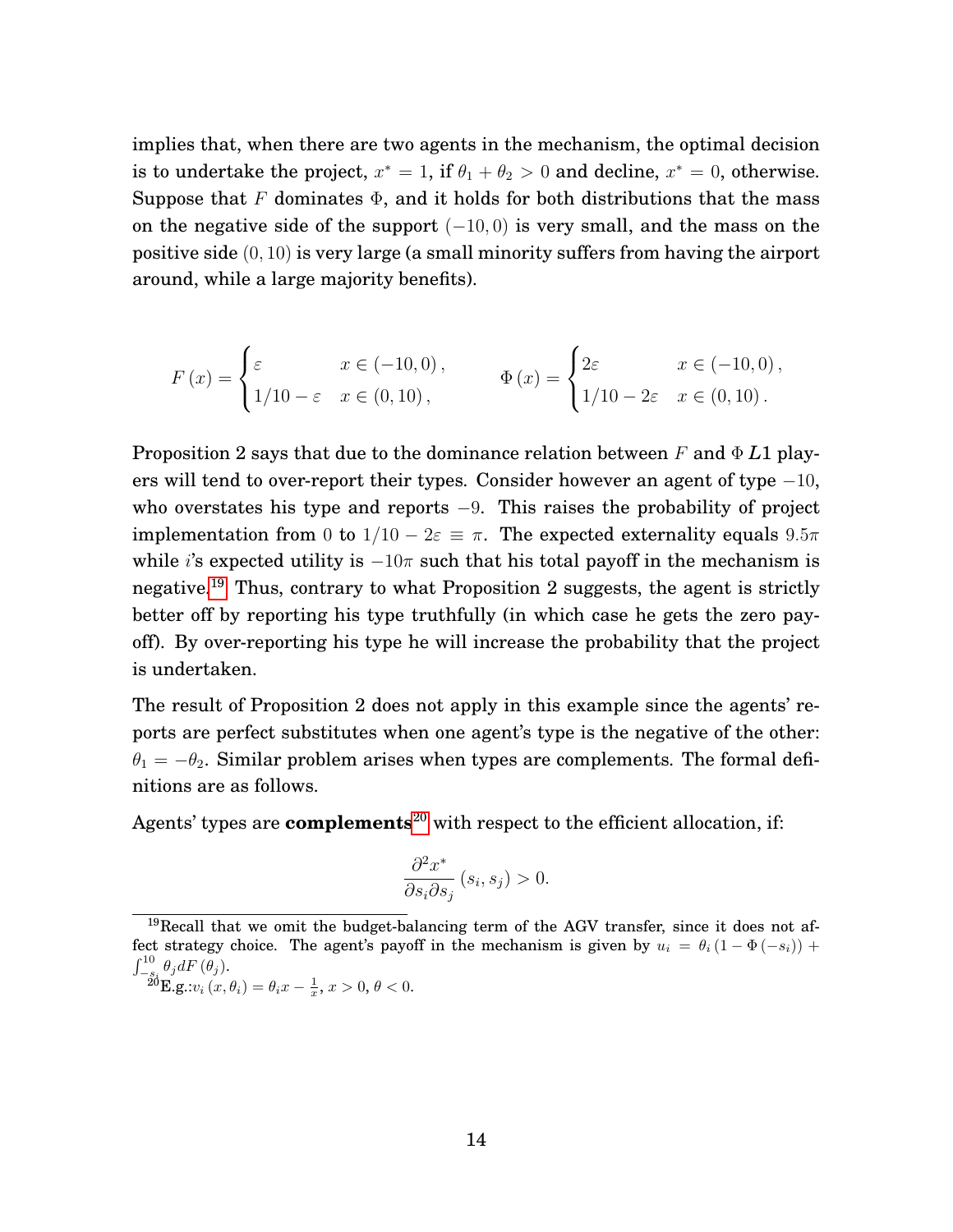implies that, when there are two agents in the mechanism, the optimal decision is to undertake the project, $x^* = 1$, if $\theta_1 + \theta_2 > 0$ and decline, $x^* = 0$, otherwise. Suppose that $F$ dominates $\Phi$, and it holds for both distributions that the mass on the negative side of the support $(-10, 0)$ is very small, and the mass on the positive side $(0, 10)$ is very large (a small minority suffers from having the airport around, while a large majority benefits).

$$F(x) = \begin{cases} \varepsilon & x \in (-10, 0), \\ 1/10 - \varepsilon & x \in (0, 10), \end{cases} \qquad \Phi(x) = \begin{cases} 2\varepsilon & x \in (-10, 0), \\ 1/10 - 2\varepsilon & x \in (0, 10). \end{cases}$$

Proposition 2 says that due to the dominance relation between $F$ and $\Phi$ $L1$ players will tend to over-report their types. Consider however an agent of type $-10$, who overstates his type and reports $-9$. This raises the probability of project implementation from $0$ to $1/10 - 2\varepsilon \equiv \pi$. The expected externality equals $9.5\pi$ while $i$'s expected utility is $-10\pi$ such that his total payoff in the mechanism is negative.[19] Thus, contrary to what Proposition 2 suggests, the agent is strictly better off by reporting his type truthfully (in which case he gets the zero payoff). By over-reporting his type he will increase the probability that the project is undertaken.

The result of Proposition 2 does not apply in this example since the agents' reports are perfect substitutes when one agent's type is the negative of the other: $\theta_1 = -\theta_2$. Similar problem arises when types are complements. The formal definitions are as follows.

Agents' types are **complements**[20] with respect to the efficient allocation, if:

$$\frac{\partial^2 x^*}{\partial s_i \partial s_j}(s_i, s_j) > 0.$$

[19] Recall that we omit the budget-balancing term of the AGV transfer, since it does not affect strategy choice. The agent's payoff in the mechanism is given by $u_i = \theta_i (1 - \Phi(-s_i)) + \int_{-s_i}^{10} \theta_j dF(\theta_j)$.

[20] E.g.: $v_i(x, \theta_i) = \theta_i x - \frac{1}{x}$, $x > 0$, $\theta < 0$.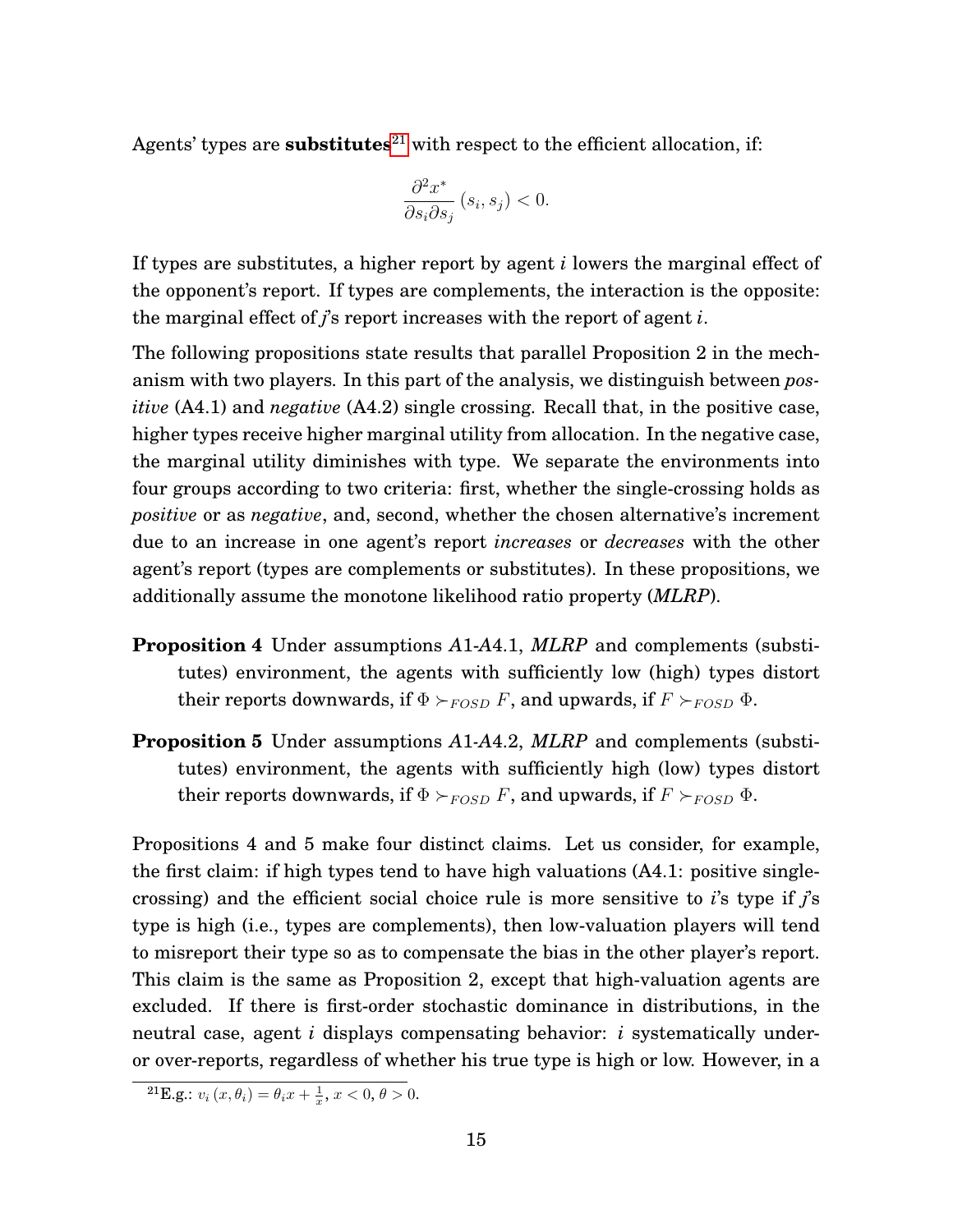Agents' types are **substitutes**[21] with respect to the efficient allocation, if:

$$\frac{\partial^2 x^*}{\partial s_i \partial s_j}(s_i, s_j) < 0.$$

If types are substitutes, a higher report by agent $i$ lowers the marginal effect of the opponent's report. If types are complements, the interaction is the opposite: the marginal effect of $j$'s report increases with the report of agent $i$.

The following propositions state results that parallel Proposition 2 in the mechanism with two players. In this part of the analysis, we distinguish between *positive* (A4.1) and *negative* (A4.2) single crossing. Recall that, in the positive case, higher types receive higher marginal utility from allocation. In the negative case, the marginal utility diminishes with type. We separate the environments into four groups according to two criteria: first, whether the single-crossing holds as *positive* or as *negative*, and, second, whether the chosen alternative's increment due to an increase in one agent's report *increases* or *decreases* with the other agent's report (types are complements or substitutes). In these propositions, we additionally assume the monotone likelihood ratio property (*MLRP*).

**Proposition 4** Under assumptions *A*1-*A*4.1, *MLRP* and complements (substitutes) environment, the agents with sufficiently low (high) types distort their reports downwards, if $\Phi \succ_{FOSD} F$, and upwards, if $F \succ_{FOSD} \Phi$.

**Proposition 5** Under assumptions *A*1-*A*4.2, *MLRP* and complements (substitutes) environment, the agents with sufficiently high (low) types distort their reports downwards, if $\Phi \succ_{FOSD} F$, and upwards, if $F \succ_{FOSD} \Phi$.

Propositions 4 and 5 make four distinct claims. Let us consider, for example, the first claim: if high types tend to have high valuations (A4.1: positive single-crossing) and the efficient social choice rule is more sensitive to $i$'s type if $j$'s type is high (i.e., types are complements), then low-valuation players will tend to misreport their type so as to compensate the bias in the other player's report. This claim is the same as Proposition 2, except that high-valuation agents are excluded. If there is first-order stochastic dominance in distributions, in the neutral case, agent $i$ displays compensating behavior: $i$ systematically under- or over-reports, regardless of whether his true type is high or low. However, in a

[21] E.g.: $v_i(x, \theta_i) = \theta_i x + \frac{1}{x}$, $x < 0$, $\theta > 0$.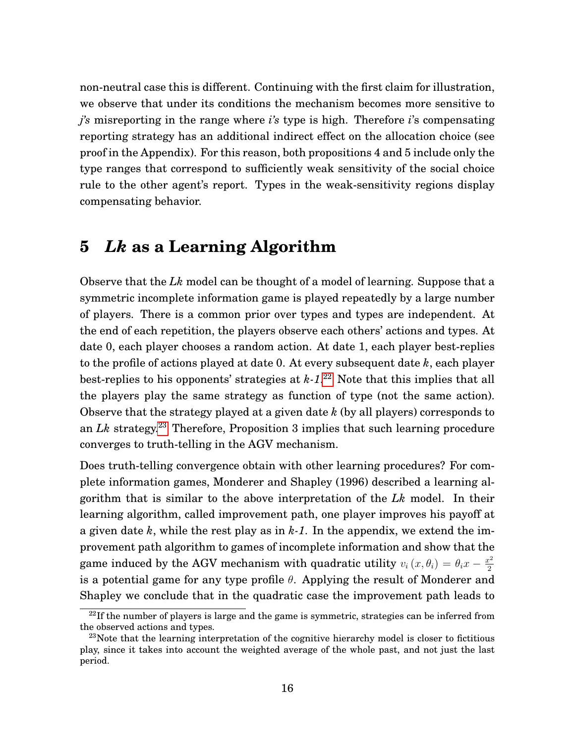non-neutral case this is different. Continuing with the first claim for illustration, we observe that under its conditions the mechanism becomes more sensitive to *j's* misreporting in the range where *i's* type is high. Therefore *i*'s compensating reporting strategy has an additional indirect effect on the allocation choice (see proof in the Appendix). For this reason, both propositions 4 and 5 include only the type ranges that correspond to sufficiently weak sensitivity of the social choice rule to the other agent's report. Types in the weak-sensitivity regions display compensating behavior.

## 5 *Lk* as a Learning Algorithm

Observe that the *Lk* model can be thought of a model of learning. Suppose that a symmetric incomplete information game is played repeatedly by a large number of players. There is a common prior over types and types are independent. At the end of each repetition, the players observe each others' actions and types. At date 0, each player chooses a random action. At date 1, each player best-replies to the profile of actions played at date 0. At every subsequent date *k*, each player best-replies to his opponents' strategies at *k-1*.[22] Note that this implies that all the players play the same strategy as function of type (not the same action). Observe that the strategy played at a given date *k* (by all players) corresponds to an *Lk* strategy.[23] Therefore, Proposition 3 implies that such learning procedure converges to truth-telling in the AGV mechanism.

Does truth-telling convergence obtain with other learning procedures? For complete information games, Monderer and Shapley (1996) described a learning algorithm that is similar to the above interpretation of the *Lk* model. In their learning algorithm, called improvement path, one player improves his payoff at a given date *k*, while the rest play as in *k-1*. In the appendix, we extend the improvement path algorithm to games of incomplete information and show that the game induced by the AGV mechanism with quadratic utility $v_i(x, \theta_i) = \theta_i x - \frac{x^2}{2}$ is a potential game for any type profile $\theta$. Applying the result of Monderer and Shapley we conclude that in the quadratic case the improvement path leads to

[22] If the number of players is large and the game is symmetric, strategies can be inferred from the observed actions and types.

[23] Note that the learning interpretation of the cognitive hierarchy model is closer to fictitious play, since it takes into account the weighted average of the whole past, and not just the last period.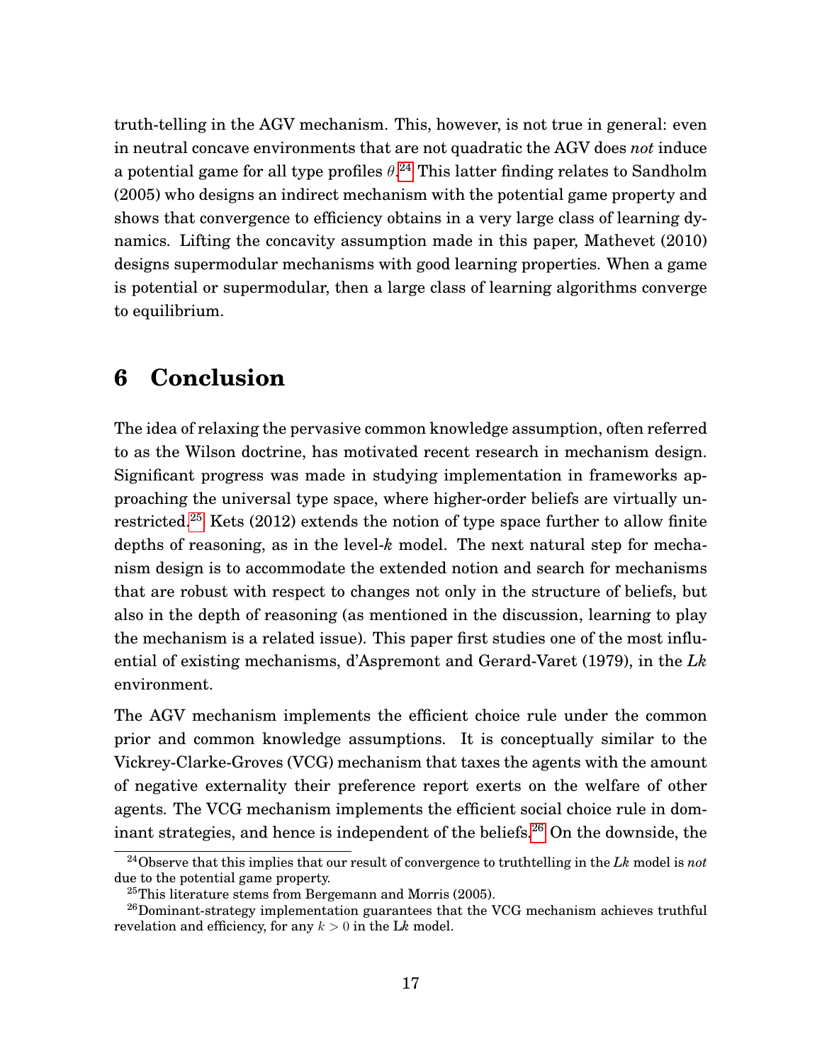truth-telling in the AGV mechanism. This, however, is not true in general: even in neutral concave environments that are not quadratic the AGV does *not* induce a potential game for all type profiles $\theta$.[24] This latter finding relates to Sandholm (2005) who designs an indirect mechanism with the potential game property and shows that convergence to efficiency obtains in a very large class of learning dynamics. Lifting the concavity assumption made in this paper, Mathevet (2010) designs supermodular mechanisms with good learning properties. When a game is potential or supermodular, then a large class of learning algorithms converge to equilibrium.

# 6 Conclusion

The idea of relaxing the pervasive common knowledge assumption, often referred to as the Wilson doctrine, has motivated recent research in mechanism design. Significant progress was made in studying implementation in frameworks approaching the universal type space, where higher-order beliefs are virtually unrestricted.[25] Kets (2012) extends the notion of type space further to allow finite depths of reasoning, as in the level-*k* model. The next natural step for mechanism design is to accommodate the extended notion and search for mechanisms that are robust with respect to changes not only in the structure of beliefs, but also in the depth of reasoning (as mentioned in the discussion, learning to play the mechanism is a related issue). This paper first studies one of the most influential of existing mechanisms, d'Aspremont and Gerard-Varet (1979), in the *Lk* environment.

The AGV mechanism implements the efficient choice rule under the common prior and common knowledge assumptions. It is conceptually similar to the Vickrey-Clarke-Groves (VCG) mechanism that taxes the agents with the amount of negative externality their preference report exerts on the welfare of other agents. The VCG mechanism implements the efficient social choice rule in dominant strategies, and hence is independent of the beliefs.[26] On the downside, the

[24] Observe that this implies that our result of convergence to truthtelling in the *Lk* model is *not* due to the potential game property.

[25] This literature stems from Bergemann and Morris (2005).

[26] Dominant-strategy implementation guarantees that the VCG mechanism achieves truthful revelation and efficiency, for any $k > 0$ in the L*k* model.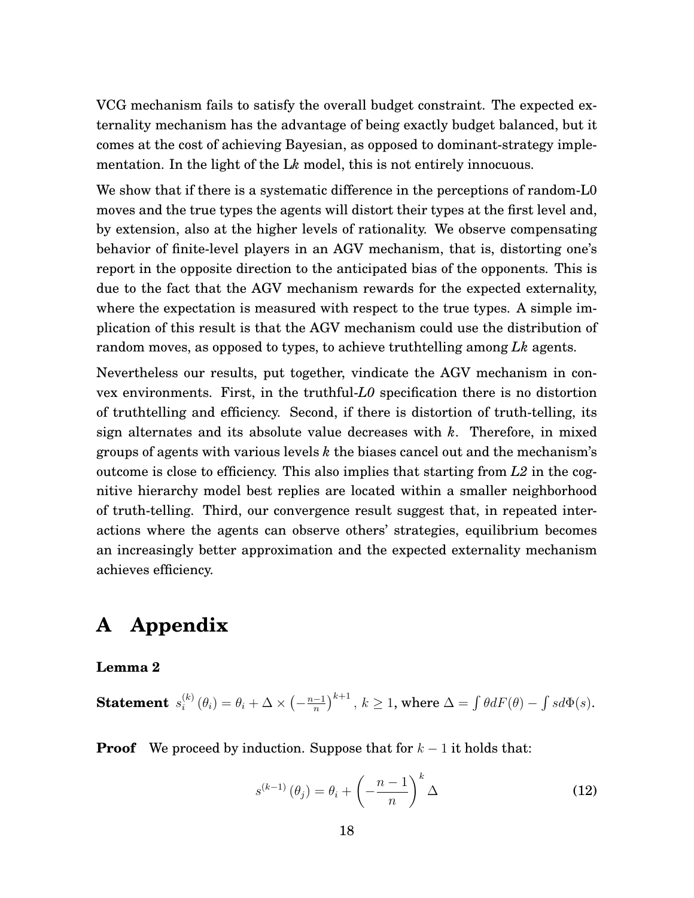VCG mechanism fails to satisfy the overall budget constraint. The expected externality mechanism has the advantage of being exactly budget balanced, but it comes at the cost of achieving Bayesian, as opposed to dominant-strategy implementation. In the light of the L*k* model, this is not entirely innocuous.

We show that if there is a systematic difference in the perceptions of random-L0 moves and the true types the agents will distort their types at the first level and, by extension, also at the higher levels of rationality. We observe compensating behavior of finite-level players in an AGV mechanism, that is, distorting one's report in the opposite direction to the anticipated bias of the opponents. This is due to the fact that the AGV mechanism rewards for the expected externality, where the expectation is measured with respect to the true types. A simple implication of this result is that the AGV mechanism could use the distribution of random moves, as opposed to types, to achieve truthtelling among *Lk* agents.

Nevertheless our results, put together, vindicate the AGV mechanism in convex environments. First, in the truthful-*L0* specification there is no distortion of truthtelling and efficiency. Second, if there is distortion of truth-telling, its sign alternates and its absolute value decreases with $k$. Therefore, in mixed groups of agents with various levels $k$ the biases cancel out and the mechanism's outcome is close to efficiency. This also implies that starting from *L2* in the cognitive hierarchy model best replies are located within a smaller neighborhood of truth-telling. Third, our convergence result suggest that, in repeated interactions where the agents can observe others' strategies, equilibrium becomes an increasingly better approximation and the expected externality mechanism achieves efficiency.

# A Appendix

**Lemma 2**

**Statement** $s_i^{(k)}(\theta_i) = \theta_i + \Delta \times \left(-\frac{n-1}{n}\right)^{k+1}$, $k \geq 1$, where $\Delta = \int \theta dF(\theta) - \int s d\Phi(s)$.

**Proof** We proceed by induction. Suppose that for $k-1$ it holds that:

$$s^{(k-1)}(\theta_j) = \theta_i + \left(-\frac{n-1}{n}\right)^k \Delta \tag{12}$$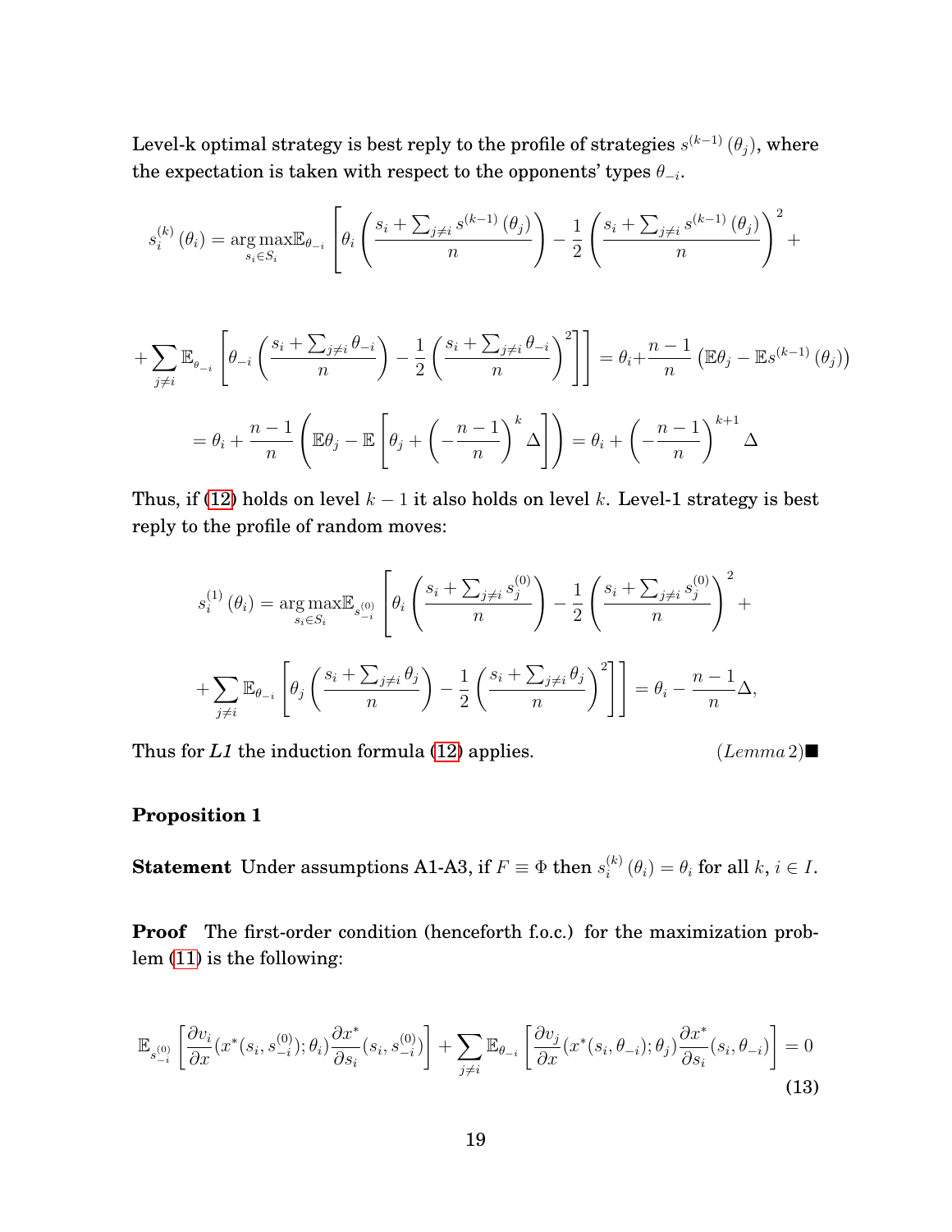Level-k optimal strategy is best reply to the profile of strategies $s^{(k-1)}(\theta_j)$, where the expectation is taken with respect to the opponents' types $\theta_{-i}$.

$$s_i^{(k)}(\theta_i) = \underset{s_i \in S_i}{\arg\max} \mathbb{E}_{\theta_{-i}} \left[ \theta_i \left( \frac{s_i + \sum_{j \neq i} s^{(k-1)}(\theta_j)}{n} \right) - \frac{1}{2} \left( \frac{s_i + \sum_{j \neq i} s^{(k-1)}(\theta_j)}{n} \right)^2 + \right.$$

$$\left. + \sum_{j \neq i} \mathbb{E}_{\theta_{-i}} \left[ \theta_{-i} \left( \frac{s_i + \sum_{j \neq i} \theta_{-i}}{n} \right) - \frac{1}{2} \left( \frac{s_i + \sum_{j \neq i} \theta_{-i}}{n} \right)^2 \right] \right] = \theta_i + \frac{n-1}{n} \left( \mathbb{E}\theta_j - \mathbb{E}s^{(k-1)}(\theta_j) \right)$$

$$= \theta_i + \frac{n-1}{n} \left( \mathbb{E}\theta_j - \mathbb{E}\left[ \theta_j + \left( -\frac{n-1}{n} \right)^k \Delta \right] \right) = \theta_i + \left( -\frac{n-1}{n} \right)^{k+1} \Delta$$

Thus, if (12) holds on level $k-1$ it also holds on level $k$. Level-1 strategy is best reply to the profile of random moves:

$$s_i^{(1)}(\theta_i) = \underset{s_i \in S_i}{\arg\max} \mathbb{E}_{s_{-i}^{(0)}} \left[ \theta_i \left( \frac{s_i + \sum_{j \neq i} s_j^{(0)}}{n} \right) - \frac{1}{2} \left( \frac{s_i + \sum_{j \neq i} s_j^{(0)}}{n} \right)^2 + \right.$$

$$\left. + \sum_{j \neq i} \mathbb{E}_{\theta_{-i}} \left[ \theta_j \left( \frac{s_i + \sum_{j \neq i} \theta_j}{n} \right) - \frac{1}{2} \left( \frac{s_i + \sum_{j \neq i} \theta_j}{n} \right)^2 \right] \right] = \theta_i - \frac{n-1}{n} \Delta,$$

Thus for *L1* the induction formula (12) applies. $(Lemma\ 2)$■

**Proposition 1**

**Statement** Under assumptions A1-A3, if $F \equiv \Phi$ then $s_i^{(k)}(\theta_i) = \theta_i$ for all $k$, $i \in I$.

**Proof** The first-order condition (henceforth f.o.c.) for the maximization problem (11) is the following:

$$\mathbb{E}_{s_{-i}^{(0)}} \left[ \frac{\partial v_i}{\partial x}(x^*(s_i, s_{-i}^{(0)}); \theta_i) \frac{\partial x^*}{\partial s_i}(s_i, s_{-i}^{(0)}) \right] + \sum_{j \neq i} \mathbb{E}_{\theta_{-i}} \left[ \frac{\partial v_j}{\partial x}(x^*(s_i, \theta_{-i}); \theta_j) \frac{\partial x^*}{\partial s_i}(s_i, \theta_{-i}) \right] = 0 \tag{13}$$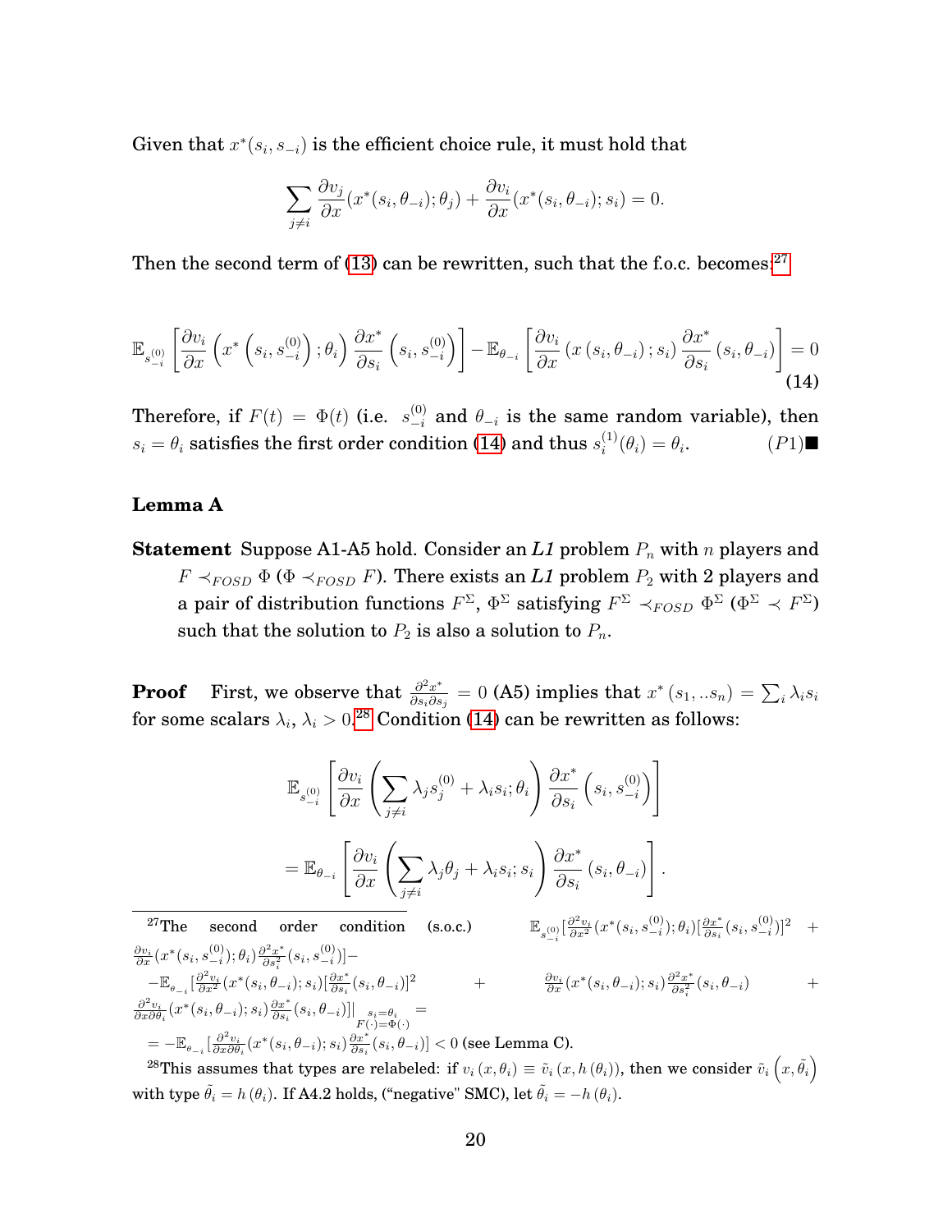Given that $x^*(s_i, s_{-i})$ is the efficient choice rule, it must hold that

$$\sum_{j \neq i} \frac{\partial v_j}{\partial x}(x^*(s_i, \theta_{-i}); \theta_j) + \frac{\partial v_i}{\partial x}(x^*(s_i, \theta_{-i}); s_i) = 0.$$

Then the second term of (13) can be rewritten, such that the f.o.c. becomes:[27]

$$\mathbb{E}_{s_{-i}^{(0)}}\left[\frac{\partial v_i}{\partial x}\left(x^*\left(s_i, s_{-i}^{(0)}\right); \theta_i\right)\frac{\partial x^*}{\partial s_i}\left(s_i, s_{-i}^{(0)}\right)\right] - \mathbb{E}_{\theta_{-i}}\left[\frac{\partial v_i}{\partial x}\left(x\left(s_i, \theta_{-i}\right); s_i\right)\frac{\partial x^*}{\partial s_i}\left(s_i, \theta_{-i}\right)\right] = 0 \tag{14}$$

Therefore, if $F(t) = \Phi(t)$ (i.e. $s_{-i}^{(0)}$ and $\theta_{-i}$ is the same random variable), then $s_i = \theta_i$ satisfies the first order condition (14) and thus $s_i^{(1)}(\theta_i) = \theta_i$. $(P1)$■

**Lemma A**

**Statement** Suppose A1-A5 hold. Consider an *L1* problem $P_n$ with $n$ players and $F \prec_{FOSD} \Phi$ ($\Phi \prec_{FOSD} F$). There exists an *L1* problem $P_2$ with 2 players and a pair of distribution functions $F^{\Sigma}$, $\Phi^{\Sigma}$ satisfying $F^{\Sigma} \prec_{FOSD} \Phi^{\Sigma}$ ($\Phi^{\Sigma} \prec F^{\Sigma}$) such that the solution to $P_2$ is also a solution to $P_n$.

**Proof** First, we observe that $\frac{\partial^2 x^*}{\partial s_i \partial s_j} = 0$ (A5) implies that $x^*(s_1, ..s_n) = \sum_i \lambda_i s_i$ for some scalars $\lambda_i$, $\lambda_i > 0$.[28] Condition (14) can be rewritten as follows:

$$\mathbb{E}_{s_{-i}^{(0)}}\left[\frac{\partial v_i}{\partial x}\left(\sum_{j \neq i} \lambda_j s_j^{(0)} + \lambda_i s_i; \theta_i\right)\frac{\partial x^*}{\partial s_i}\left(s_i, s_{-i}^{(0)}\right)\right]$$

$$= \mathbb{E}_{\theta_{-i}}\left[\frac{\partial v_i}{\partial x}\left(\sum_{j \neq i} \lambda_j \theta_j + \lambda_i s_i; s_i\right)\frac{\partial x^*}{\partial s_i}\left(s_i, \theta_{-i}\right)\right].$$

---

[27] The second order condition (s.o.c.) $\mathbb{E}_{s_{-i}^{(0)}}[\frac{\partial^2 v_i}{\partial x^2}(x^*(s_i, s_{-i}^{(0)}); \theta_i)[\frac{\partial x^*}{\partial s_i}(s_i, s_{-i}^{(0)})]^2 + \frac{\partial v_i}{\partial x}(x^*(s_i, s_{-i}^{(0)}); \theta_i)\frac{\partial^2 x^*}{\partial s_i^2}(s_i, s_{-i}^{(0)})] -$
$-\mathbb{E}_{\theta_{-i}}[\frac{\partial^2 v_i}{\partial x^2}(x^*(s_i, \theta_{-i}); s_i)[\frac{\partial x^*}{\partial s_i}(s_i, \theta_{-i})]^2 + \frac{\partial v_i}{\partial x}(x^*(s_i, \theta_{-i}); s_i)\frac{\partial^2 x^*}{\partial s_i^2}(s_i, \theta_{-i}) + \frac{\partial^2 v_i}{\partial x \partial \theta_i}(x^*(s_i, \theta_{-i}); s_i)\frac{\partial x^*}{\partial s_i}(s_i, \theta_{-i})]|_{\substack{s_i = \theta_i \\ F(\cdot) = \Phi(\cdot)}} =$
$= -\mathbb{E}_{\theta_{-i}}[\frac{\partial^2 v_i}{\partial x \partial \theta_i}(x^*(s_i, \theta_{-i}); s_i)\frac{\partial x^*}{\partial s_i}(s_i, \theta_{-i})] < 0$ (see Lemma C).

[28] This assumes that types are relabeled: if $v_i(x, \theta_i) \equiv \tilde{v}_i(x, h(\theta_i))$, then we consider $\tilde{v}_i\left(x, \tilde{\theta}_i\right)$ with type $\tilde{\theta}_i = h(\theta_i)$. If A4.2 holds, ("negative" SMC), let $\tilde{\theta}_i = -h(\theta_i)$.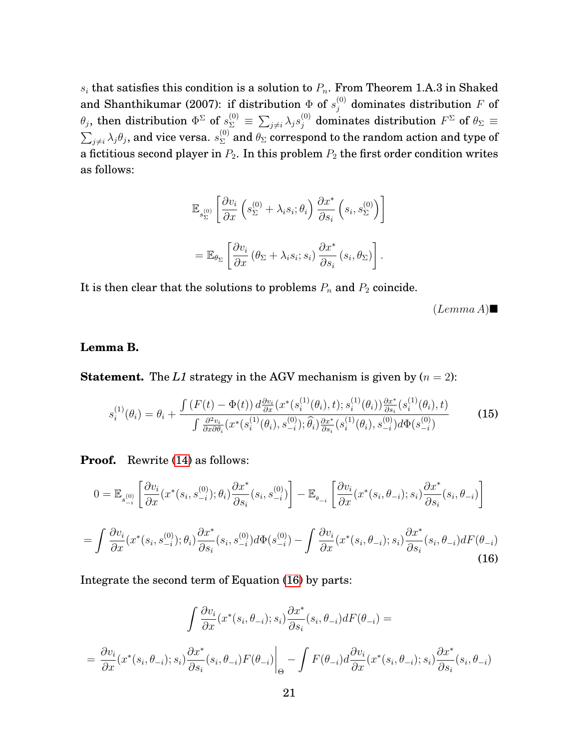$s_i$ that satisfies this condition is a solution to $P_n$. From Theorem 1.A.3 in Shaked and Shanthikumar (2007): if distribution $\Phi$ of $s_j^{(0)}$ dominates distribution $F$ of $\theta_j$, then distribution $\Phi^\Sigma$ of $s_\Sigma^{(0)} \equiv \sum_{j\neq i} \lambda_j s_j^{(0)}$ dominates distribution $F^\Sigma$ of $\theta_\Sigma \equiv \sum_{j\neq i} \lambda_j \theta_j$, and vice versa. $s_\Sigma^{(0)}$ and $\theta_\Sigma$ correspond to the random action and type of a fictitious second player in $P_2$. In this problem $P_2$ the first order condition writes as follows:

$$\mathbb{E}_{s_\Sigma^{(0)}}\left[\frac{\partial v_i}{\partial x}\left(s_\Sigma^{(0)} + \lambda_i s_i; \theta_i\right)\frac{\partial x^*}{\partial s_i}\left(s_i, s_\Sigma^{(0)}\right)\right]$$

$$= \mathbb{E}_{\theta_\Sigma}\left[\frac{\partial v_i}{\partial x}\left(\theta_\Sigma + \lambda_i s_i; s_i\right)\frac{\partial x^*}{\partial s_i}\left(s_i, \theta_\Sigma\right)\right].$$

It is then clear that the solutions to problems $P_n$ and $P_2$ coincide.

*(Lemma A)* ■

**Lemma B.**

**Statement.** The *L1* strategy in the AGV mechanism is given by ($n = 2$):

$$s_i^{(1)}(\theta_i) = \theta_i + \frac{\int (F(t) - \Phi(t))\, d\frac{\partial v_i}{\partial x}(x^*(s_i^{(1)}(\theta_i), t); s_i^{(1)}(\theta_i))\frac{\partial x^*}{\partial s_i}(s_i^{(1)}(\theta_i), t)}{\int \frac{\partial^2 v_i}{\partial x \partial \theta_i}(x^*(s_i^{(1)}(\theta_i), s_{-i}^{(0)}); \widehat{\theta}_i)\frac{\partial x^*}{\partial s_i}(s_i^{(1)}(\theta_i), s_{-i}^{(0)})d\Phi(s_{-i}^{(0)})} \quad (15)$$

**Proof.** Rewrite (14) as follows:

$$0 = \mathbb{E}_{s_{-i}^{(0)}}\left[\frac{\partial v_i}{\partial x}(x^*(s_i, s_{-i}^{(0)}); \theta_i)\frac{\partial x^*}{\partial s_i}(s_i, s_{-i}^{(0)})\right] - \mathbb{E}_{\theta_{-i}}\left[\frac{\partial v_i}{\partial x}(x^*(s_i, \theta_{-i}); s_i)\frac{\partial x^*}{\partial s_i}(s_i, \theta_{-i})\right]$$

$$= \int \frac{\partial v_i}{\partial x}(x^*(s_i, s_{-i}^{(0)}); \theta_i)\frac{\partial x^*}{\partial s_i}(s_i, s_{-i}^{(0)})d\Phi(s_{-i}^{(0)}) - \int \frac{\partial v_i}{\partial x}(x^*(s_i, \theta_{-i}); s_i)\frac{\partial x^*}{\partial s_i}(s_i, \theta_{-i})dF(\theta_{-i}) \quad (16)$$

Integrate the second term of Equation (16) by parts:

$$\int \frac{\partial v_i}{\partial x}(x^*(s_i, \theta_{-i}); s_i)\frac{\partial x^*}{\partial s_i}(s_i, \theta_{-i})dF(\theta_{-i}) =$$

$$= \frac{\partial v_i}{\partial x}(x^*(s_i, \theta_{-i}); s_i)\frac{\partial x^*}{\partial s_i}(s_i, \theta_{-i})F(\theta_{-i})\Big|_{\Theta} - \int F(\theta_{-i})d\frac{\partial v_i}{\partial x}(x^*(s_i, \theta_{-i}); s_i)\frac{\partial x^*}{\partial s_i}(s_i, \theta_{-i})$$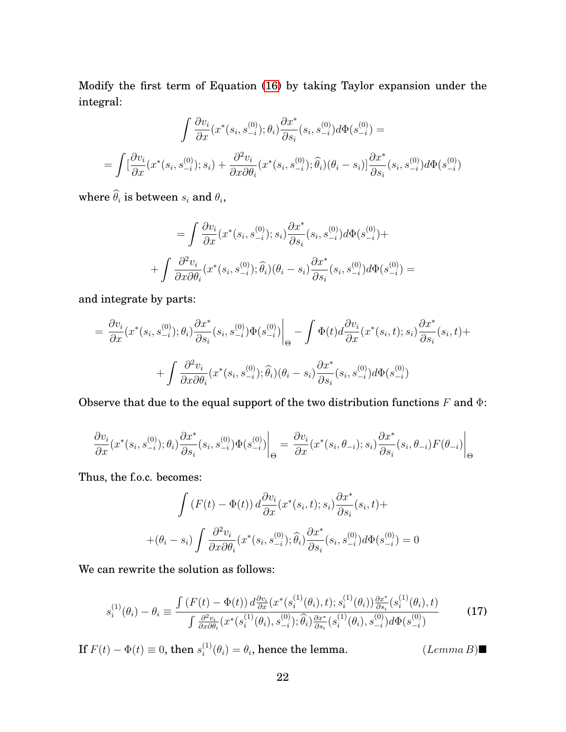Modify the first term of Equation (16) by taking Taylor expansion under the integral:

$$\int \frac{\partial v_i}{\partial x}(x^*(s_i, s_{-i}^{(0)}); \theta_i) \frac{\partial x^*}{\partial s_i}(s_i, s_{-i}^{(0)}) d\Phi(s_{-i}^{(0)}) =$$

$$= \int [\frac{\partial v_i}{\partial x}(x^*(s_i, s_{-i}^{(0)}); s_i) + \frac{\partial^2 v_i}{\partial x \partial \theta_i}(x^*(s_i, s_{-i}^{(0)}); \widehat{\theta}_i)(\theta_i - s_i)] \frac{\partial x^*}{\partial s_i}(s_i, s_{-i}^{(0)}) d\Phi(s_{-i}^{(0)})$$

where $\widehat{\theta}_i$ is between $s_i$ and $\theta_i$,

$$= \int \frac{\partial v_i}{\partial x}(x^*(s_i, s_{-i}^{(0)}); s_i) \frac{\partial x^*}{\partial s_i}(s_i, s_{-i}^{(0)}) d\Phi(s_{-i}^{(0)}) +$$

$$+ \int \frac{\partial^2 v_i}{\partial x \partial \theta_i}(x^*(s_i, s_{-i}^{(0)}); \widehat{\theta}_i)(\theta_i - s_i) \frac{\partial x^*}{\partial s_i}(s_i, s_{-i}^{(0)}) d\Phi(s_{-i}^{(0)}) =$$

and integrate by parts:

$$= \frac{\partial v_i}{\partial x}(x^*(s_i, s_{-i}^{(0)}); \theta_i) \frac{\partial x^*}{\partial s_i}(s_i, s_{-i}^{(0)}) \Phi(s_{-i}^{(0)}) \Big|_{\Theta} - \int \Phi(t) d\frac{\partial v_i}{\partial x}(x^*(s_i, t); s_i) \frac{\partial x^*}{\partial s_i}(s_i, t) +$$

$$+ \int \frac{\partial^2 v_i}{\partial x \partial \theta_i}(x^*(s_i, s_{-i}^{(0)}); \widehat{\theta}_i)(\theta_i - s_i) \frac{\partial x^*}{\partial s_i}(s_i, s_{-i}^{(0)}) d\Phi(s_{-i}^{(0)})$$

Observe that due to the equal support of the two distribution functions $F$ and $\Phi$:

$$\frac{\partial v_i}{\partial x}(x^*(s_i, s_{-i}^{(0)}); \theta_i) \frac{\partial x^*}{\partial s_i}(s_i, s_{-i}^{(0)}) \Phi(s_{-i}^{(0)}) \Big|_{\Theta} = \frac{\partial v_i}{\partial x}(x^*(s_i, \theta_{-i}); s_i) \frac{\partial x^*}{\partial s_i}(s_i, \theta_{-i}) F(\theta_{-i}) \Big|_{\Theta}$$

Thus, the f.o.c. becomes:

$$\int (F(t) - \Phi(t))\, d\frac{\partial v_i}{\partial x}(x^*(s_i, t); s_i) \frac{\partial x^*}{\partial s_i}(s_i, t) +$$

$$+(\theta_i - s_i) \int \frac{\partial^2 v_i}{\partial x \partial \theta_i}(x^*(s_i, s_{-i}^{(0)}); \widehat{\theta}_i) \frac{\partial x^*}{\partial s_i}(s_i, s_{-i}^{(0)}) d\Phi(s_{-i}^{(0)}) = 0$$

We can rewrite the solution as follows:

$$s_i^{(1)}(\theta_i) - \theta_i \equiv \frac{\int (F(t) - \Phi(t))\, d\frac{\partial v_i}{\partial x}(x^*(s_i^{(1)}(\theta_i), t); s_i^{(1)}(\theta_i)) \frac{\partial x^*}{\partial s_i}(s_i^{(1)}(\theta_i), t)}{\int \frac{\partial^2 v_i}{\partial x \partial \theta_i}(x^*(s_i^{(1)}(\theta_i), s_{-i}^{(0)}); \widehat{\theta}_i) \frac{\partial x^*}{\partial s_i}(s_i^{(1)}(\theta_i), s_{-i}^{(0)}) d\Phi(s_{-i}^{(0)})} \tag{17}$$

If $F(t) - \Phi(t) \equiv 0$, then $s_i^{(1)}(\theta_i) = \theta_i$, hence the lemma. *(Lemma B)*■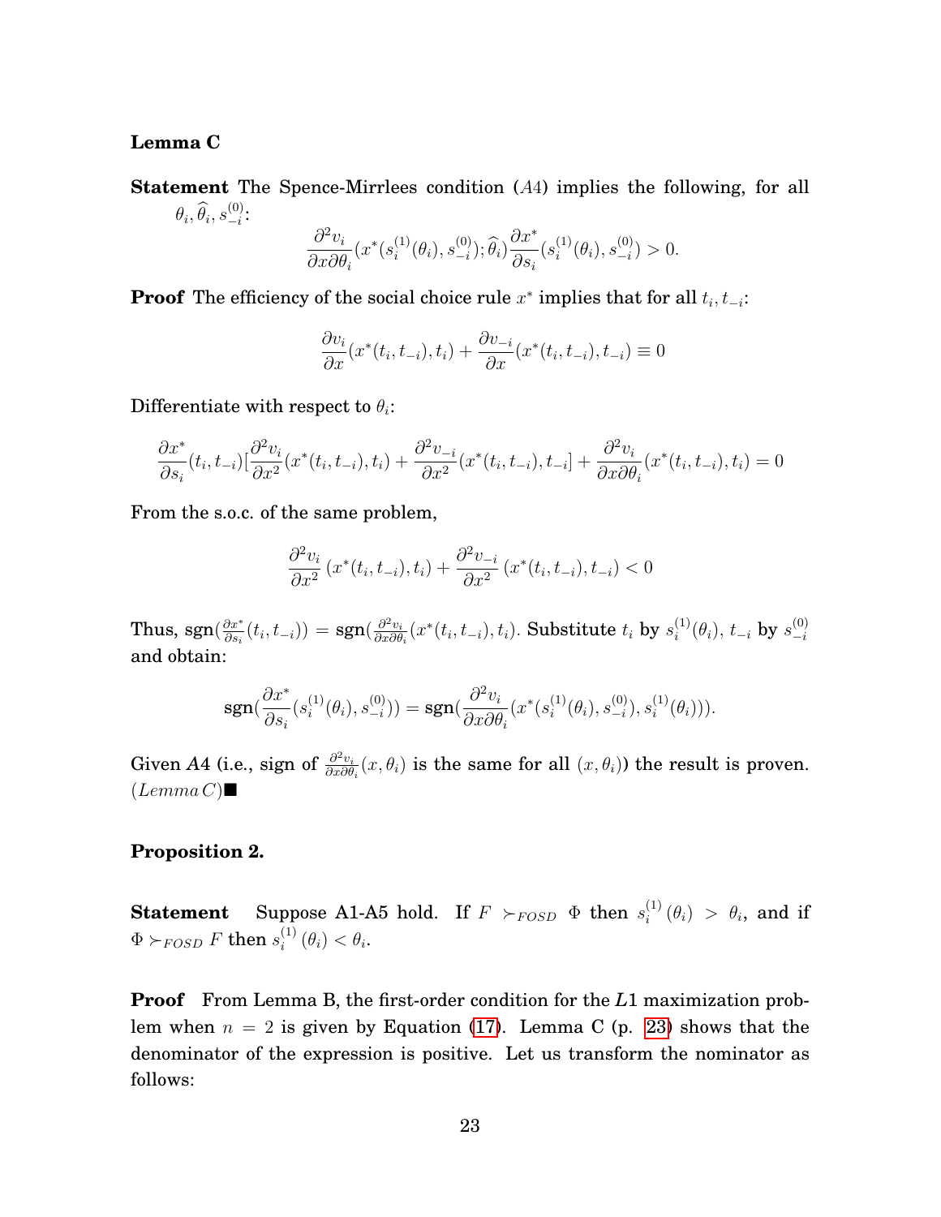**Lemma C**

**Statement** The Spence-Mirrlees condition ($A4$) implies the following, for all $\theta_i, \widehat{\theta}_i, s_{-i}^{(0)}$:

$$\frac{\partial^2 v_i}{\partial x \partial \theta_i}(x^*(s_i^{(1)}(\theta_i), s_{-i}^{(0)}); \widehat{\theta}_i)\frac{\partial x^*}{\partial s_i}(s_i^{(1)}(\theta_i), s_{-i}^{(0)}) > 0.$$

**Proof** The efficiency of the social choice rule $x^*$ implies that for all $t_i, t_{-i}$:

$$\frac{\partial v_i}{\partial x}(x^*(t_i, t_{-i}), t_i) + \frac{\partial v_{-i}}{\partial x}(x^*(t_i, t_{-i}), t_{-i}) \equiv 0$$

Differentiate with respect to $\theta_i$:

$$\frac{\partial x^*}{\partial s_i}(t_i, t_{-i})[\frac{\partial^2 v_i}{\partial x^2}(x^*(t_i, t_{-i}), t_i) + \frac{\partial^2 v_{-i}}{\partial x^2}(x^*(t_i, t_{-i}), t_{-i}] + \frac{\partial^2 v_i}{\partial x \partial \theta_i}(x^*(t_i, t_{-i}), t_i) = 0$$

From the s.o.c. of the same problem,

$$\frac{\partial^2 v_i}{\partial x^2}\left(x^*(t_i, t_{-i}), t_i\right) + \frac{\partial^2 v_{-i}}{\partial x^2}\left(x^*(t_i, t_{-i}), t_{-i}\right) < 0$$

Thus, $\text{sgn}(\frac{\partial x^*}{\partial s_i}(t_i, t_{-i})) = \text{sgn}(\frac{\partial^2 v_i}{\partial x \partial \theta_i}(x^*(t_i, t_{-i}), t_i)$. Substitute $t_i$ by $s_i^{(1)}(\theta_i)$, $t_{-i}$ by $s_{-i}^{(0)}$ and obtain:

$$\text{sgn}(\frac{\partial x^*}{\partial s_i}(s_i^{(1)}(\theta_i), s_{-i}^{(0)})) = \text{sgn}(\frac{\partial^2 v_i}{\partial x \partial \theta_i}(x^*(s_i^{(1)}(\theta_i), s_{-i}^{(0)}), s_i^{(1)}(\theta_i))).$$

Given $A4$ (i.e., sign of $\frac{\partial^2 v_i}{\partial x \partial \theta_i}(x, \theta_i)$ is the same for all $(x, \theta_i)$) the result is proven. $(Lemma\, C)$■

**Proposition 2.**

**Statement** Suppose A1-A5 hold. If $F \succ_{FOSD} \Phi$ then $s_i^{(1)}(\theta_i) > \theta_i$, and if $\Phi \succ_{FOSD} F$ then $s_i^{(1)}(\theta_i) < \theta_i$.

**Proof** From Lemma B, the first-order condition for the $L1$ maximization problem when $n = 2$ is given by Equation (17). Lemma C (p. 23) shows that the denominator of the expression is positive. Let us transform the nominator as follows: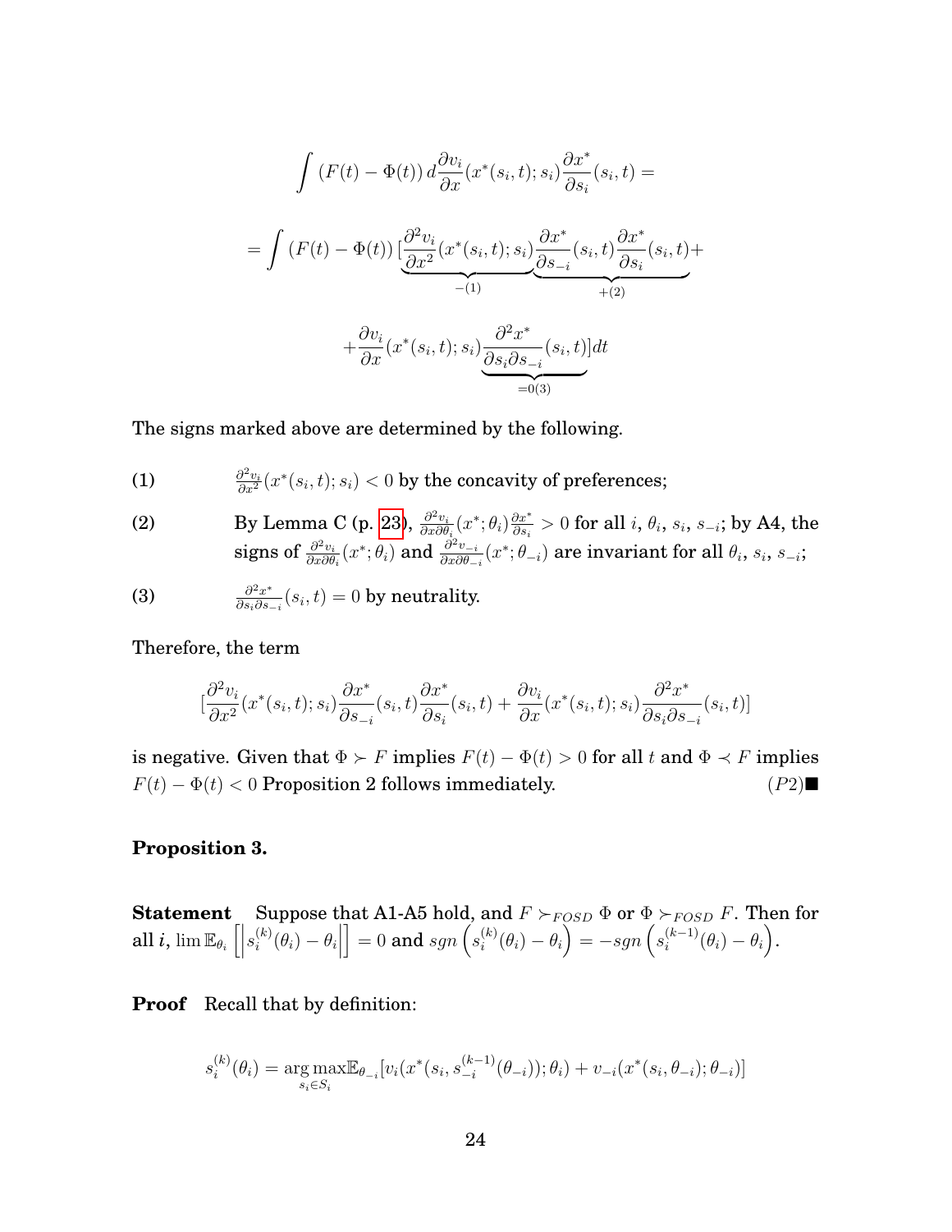$$\int (F(t) - \Phi(t))\, d\frac{\partial v_i}{\partial x}(x^*(s_i,t);s_i)\frac{\partial x^*}{\partial s_i}(s_i,t) =$$

$$= \int (F(t) - \Phi(t))\, [\underbrace{\frac{\partial^2 v_i}{\partial x^2}(x^*(s_i,t);s_i)}_{-(1)}\underbrace{\frac{\partial x^*}{\partial s_{-i}}(s_i,t)\frac{\partial x^*}{\partial s_i}(s_i,t)}_{+(2)} +$$

$$+ \frac{\partial v_i}{\partial x}(x^*(s_i,t);s_i)\underbrace{\frac{\partial^2 x^*}{\partial s_i \partial s_{-i}}(s_i,t)}_{=0(3)}]dt$$

The signs marked above are determined by the following.

(1) $\frac{\partial^2 v_i}{\partial x^2}(x^*(s_i,t);s_i) < 0$ by the concavity of preferences;

(2) By Lemma C (p. 23), $\frac{\partial^2 v_i}{\partial x \partial \theta_i}(x^*;\theta_i)\frac{\partial x^*}{\partial s_i} > 0$ for all $i$, $\theta_i$, $s_i$, $s_{-i}$; by A4, the signs of $\frac{\partial^2 v_i}{\partial x \partial \theta_i}(x^*;\theta_i)$ and $\frac{\partial^2 v_{-i}}{\partial x \partial \theta_{-i}}(x^*;\theta_{-i})$ are invariant for all $\theta_i$, $s_i$, $s_{-i}$;

(3) $\frac{\partial^2 x^*}{\partial s_i \partial s_{-i}}(s_i,t) = 0$ by neutrality.

Therefore, the term

$$[\frac{\partial^2 v_i}{\partial x^2}(x^*(s_i,t);s_i)\frac{\partial x^*}{\partial s_{-i}}(s_i,t)\frac{\partial x^*}{\partial s_i}(s_i,t) + \frac{\partial v_i}{\partial x}(x^*(s_i,t);s_i)\frac{\partial^2 x^*}{\partial s_i \partial s_{-i}}(s_i,t)]$$

is negative. Given that $\Phi \succ F$ implies $F(t) - \Phi(t) > 0$ for all $t$ and $\Phi \prec F$ implies $F(t) - \Phi(t) < 0$ Proposition 2 follows immediately. $(P2)$■

**Proposition 3.**

**Statement** Suppose that A1-A5 hold, and $F \succ_{FOSD} \Phi$ or $\Phi \succ_{FOSD} F$. Then for all $i$, $\lim \mathbb{E}_{\theta_i}\left[\left|s_i^{(k)}(\theta_i) - \theta_i\right|\right] = 0$ and $sgn\left(s_i^{(k)}(\theta_i) - \theta_i\right) = -sgn\left(s_i^{(k-1)}(\theta_i) - \theta_i\right)$.

**Proof** Recall that by definition:

$$s_i^{(k)}(\theta_i) = \underset{s_i \in S_i}{\arg\max}\, \mathbb{E}_{\theta_{-i}}[v_i(x^*(s_i, s_{-i}^{(k-1)}(\theta_{-i}));\theta_i) + v_{-i}(x^*(s_i,\theta_{-i});\theta_{-i})]$$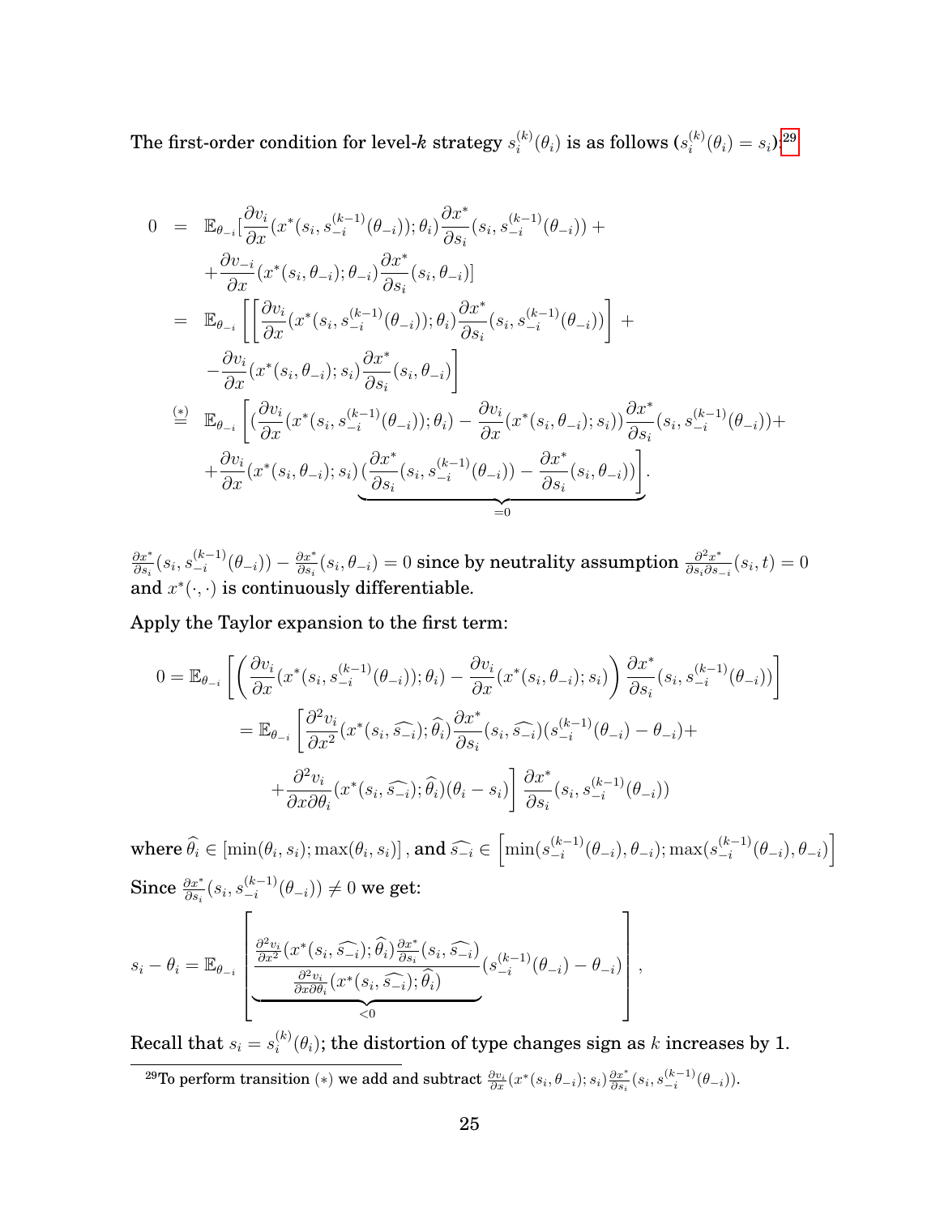The first-order condition for level-$k$ strategy $s_i^{(k)}(\theta_i)$ is as follows ($s_i^{(k)}(\theta_i) = s_i$):[29]

$$
\begin{aligned}
0 &= \mathbb{E}_{\theta_{-i}}[\frac{\partial v_i}{\partial x}(x^*(s_i, s_{-i}^{(k-1)}(\theta_{-i})); \theta_i)\frac{\partial x^*}{\partial s_i}(s_i, s_{-i}^{(k-1)}(\theta_{-i})) + \\
&\quad + \frac{\partial v_{-i}}{\partial x}(x^*(s_i, \theta_{-i}); \theta_{-i})\frac{\partial x^*}{\partial s_i}(s_i, \theta_{-i})] \\
&= \mathbb{E}_{\theta_{-i}}\left[\left[\frac{\partial v_i}{\partial x}(x^*(s_i, s_{-i}^{(k-1)}(\theta_{-i})); \theta_i)\frac{\partial x^*}{\partial s_i}(s_i, s_{-i}^{(k-1)}(\theta_{-i}))\right] + \right.\\
&\quad \left. - \frac{\partial v_i}{\partial x}(x^*(s_i, \theta_{-i}); s_i)\frac{\partial x^*}{\partial s_i}(s_i, \theta_{-i})\right] \\
&\overset{(*)}{=} \mathbb{E}_{\theta_{-i}}\left[\left(\frac{\partial v_i}{\partial x}(x^*(s_i, s_{-i}^{(k-1)}(\theta_{-i})); \theta_i) - \frac{\partial v_i}{\partial x}(x^*(s_i, \theta_{-i}); s_i)\right)\frac{\partial x^*}{\partial s_i}(s_i, s_{-i}^{(k-1)}(\theta_{-i})) + \right.\\
&\quad \left. + \frac{\partial v_i}{\partial x}(x^*(s_i, \theta_{-i}); s_i)\underbrace{\left(\frac{\partial x^*}{\partial s_i}(s_i, s_{-i}^{(k-1)}(\theta_{-i})) - \frac{\partial x^*}{\partial s_i}(s_i, \theta_{-i})\right)}_{=0}\right].
\end{aligned}
$$

$\frac{\partial x^*}{\partial s_i}(s_i, s_{-i}^{(k-1)}(\theta_{-i})) - \frac{\partial x^*}{\partial s_i}(s_i, \theta_{-i}) = 0$ since by neutrality assumption $\frac{\partial^2 x^*}{\partial s_i \partial s_{-i}}(s_i, t) = 0$ and $x^*(\cdot, \cdot)$ is continuously differentiable.

Apply the Taylor expansion to the first term:

$$
\begin{aligned}
0 &= \mathbb{E}_{\theta_{-i}}\left[\left(\frac{\partial v_i}{\partial x}(x^*(s_i, s_{-i}^{(k-1)}(\theta_{-i})); \theta_i) - \frac{\partial v_i}{\partial x}(x^*(s_i, \theta_{-i}); s_i)\right)\frac{\partial x^*}{\partial s_i}(s_i, s_{-i}^{(k-1)}(\theta_{-i}))\right] \\
&= \mathbb{E}_{\theta_{-i}}\left[\frac{\partial^2 v_i}{\partial x^2}(x^*(s_i, \widehat{s_{-i}}); \widehat{\theta}_i)\frac{\partial x^*}{\partial s_i}(s_i, \widehat{s_{-i}})(s_{-i}^{(k-1)}(\theta_{-i}) - \theta_{-i}) + \right.\\
&\quad \left. + \frac{\partial^2 v_i}{\partial x \partial \theta_i}(x^*(s_i, \widehat{s_{-i}}); \widehat{\theta}_i)(\theta_i - s_i)\right]\frac{\partial x^*}{\partial s_i}(s_i, s_{-i}^{(k-1)}(\theta_{-i}))
\end{aligned}
$$

where $\widehat{\theta}_i \in [\min(\theta_i, s_i); \max(\theta_i, s_i)]$, and $\widehat{s_{-i}} \in \left[\min(s_{-i}^{(k-1)}(\theta_{-i}), \theta_{-i}); \max(s_{-i}^{(k-1)}(\theta_{-i}), \theta_{-i})\right]$

Since $\frac{\partial x^*}{\partial s_i}(s_i, s_{-i}^{(k-1)}(\theta_{-i})) \neq 0$ we get:

$$
s_i - \theta_i = \mathbb{E}_{\theta_{-i}}\left[\underbrace{\frac{\frac{\partial^2 v_i}{\partial x^2}(x^*(s_i, \widehat{s_{-i}}); \widehat{\theta}_i)\frac{\partial x^*}{\partial s_i}(s_i, \widehat{s_{-i}})}{\frac{\partial^2 v_i}{\partial x \partial \theta_i}(x^*(s_i, \widehat{s_{-i}}); \widehat{\theta}_i)}}_{<0}(s_{-i}^{(k-1)}(\theta_{-i}) - \theta_{-i})\right],
$$

Recall that $s_i = s_i^{(k)}(\theta_i)$; the distortion of type changes sign as $k$ increases by 1.

[29] To perform transition $(*)$ we add and subtract $\frac{\partial v_i}{\partial x}(x^*(s_i, \theta_{-i}); s_i)\frac{\partial x^*}{\partial s_i}(s_i, s_{-i}^{(k-1)}(\theta_{-i}))$.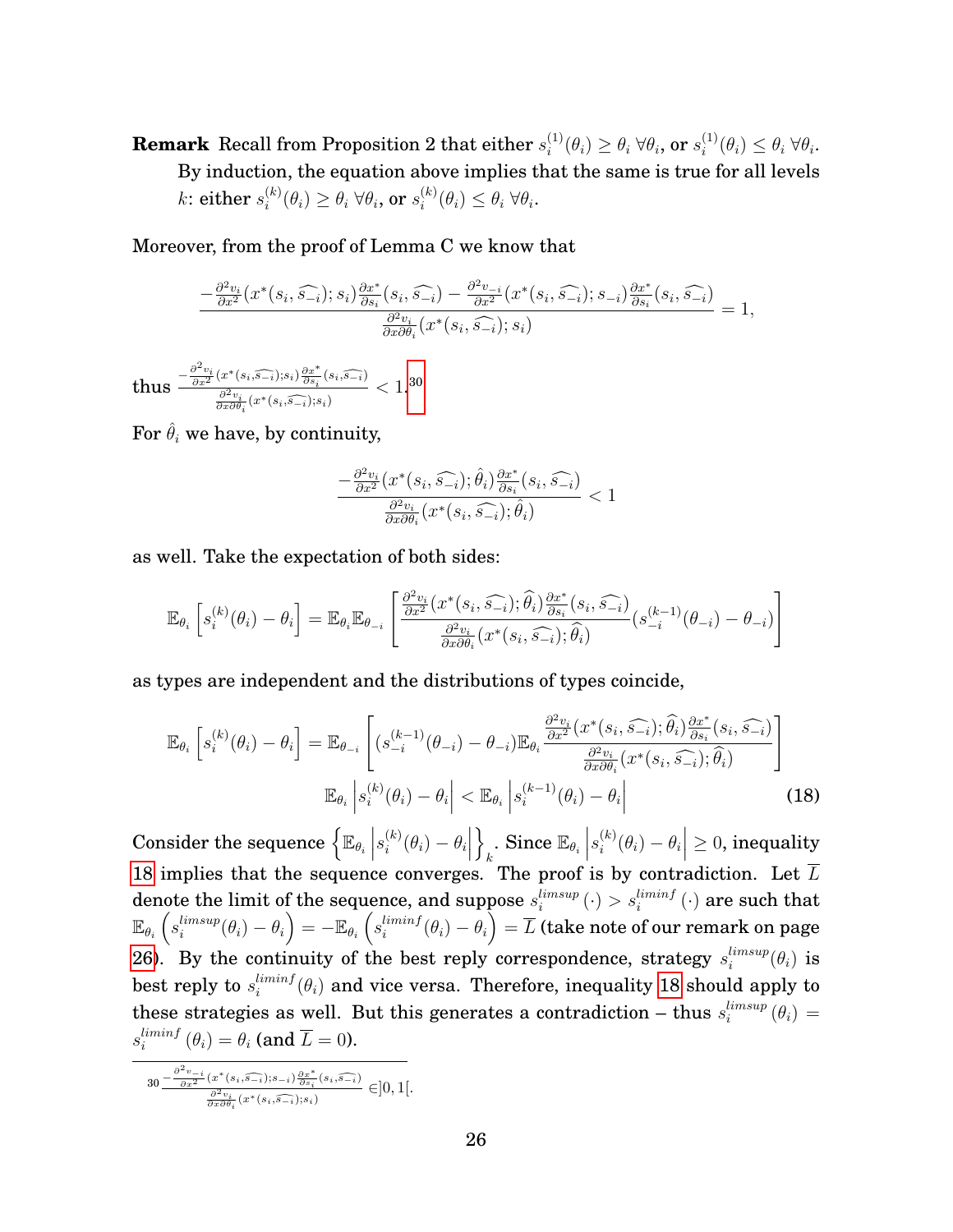**Remark** Recall from Proposition 2 that either $s_i^{(1)}(\theta_i) \geq \theta_i \; \forall \theta_i$, or $s_i^{(1)}(\theta_i) \leq \theta_i \; \forall \theta_i$. By induction, the equation above implies that the same is true for all levels $k$: either $s_i^{(k)}(\theta_i) \geq \theta_i \; \forall \theta_i$, or $s_i^{(k)}(\theta_i) \leq \theta_i \; \forall \theta_i$.

Moreover, from the proof of Lemma C we know that

$$\frac{-\frac{\partial^2 v_i}{\partial x^2}(x^*(s_i, \widehat{s_{-i}}); s_i)\frac{\partial x^*}{\partial s_i}(s_i, \widehat{s_{-i}}) - \frac{\partial^2 v_{-i}}{\partial x^2}(x^*(s_i, \widehat{s_{-i}}); s_{-i})\frac{\partial x^*}{\partial s_i}(s_i, \widehat{s_{-i}})}{\frac{\partial^2 v_i}{\partial x \partial \theta_i}(x^*(s_i, \widehat{s_{-i}}); s_i)} = 1,$$

thus $\frac{-\frac{\partial^2 v_i}{\partial x^2}(x^*(s_i, \widehat{s_{-i}}); s_i)\frac{\partial x^*}{\partial s_i}(s_i, \widehat{s_{-i}})}{\frac{\partial^2 v_i}{\partial x \partial \theta_i}(x^*(s_i, \widehat{s_{-i}}); s_i)} < 1$.[30]

For $\hat{\theta}_i$ we have, by continuity,

$$\frac{-\frac{\partial^2 v_i}{\partial x^2}(x^*(s_i, \widehat{s_{-i}}); \hat{\theta}_i)\frac{\partial x^*}{\partial s_i}(s_i, \widehat{s_{-i}})}{\frac{\partial^2 v_i}{\partial x \partial \theta_i}(x^*(s_i, \widehat{s_{-i}}); \hat{\theta}_i)} < 1$$

as well. Take the expectation of both sides:

$$\mathbb{E}_{\theta_i}\left[s_i^{(k)}(\theta_i) - \theta_i\right] = \mathbb{E}_{\theta_i}\mathbb{E}_{\theta_{-i}}\left[\frac{\frac{\partial^2 v_i}{\partial x^2}(x^*(s_i, \widehat{s_{-i}}); \widehat{\theta}_i)\frac{\partial x^*}{\partial s_i}(s_i, \widehat{s_{-i}})}{\frac{\partial^2 v_i}{\partial x \partial \theta_i}(x^*(s_i, \widehat{s_{-i}}); \widehat{\theta}_i)}(s_{-i}^{(k-1)}(\theta_{-i}) - \theta_{-i})\right]$$

as types are independent and the distributions of types coincide,

$$\mathbb{E}_{\theta_i}\left[s_i^{(k)}(\theta_i) - \theta_i\right] = \mathbb{E}_{\theta_{-i}}\left[(s_{-i}^{(k-1)}(\theta_{-i}) - \theta_{-i})\mathbb{E}_{\theta_i}\frac{\frac{\partial^2 v_i}{\partial x^2}(x^*(s_i, \widehat{s_{-i}}); \widehat{\theta}_i)\frac{\partial x^*}{\partial s_i}(s_i, \widehat{s_{-i}})}{\frac{\partial^2 v_i}{\partial x \partial \theta_i}(x^*(s_i, \widehat{s_{-i}}); \widehat{\theta}_i)}\right]$$

$$\mathbb{E}_{\theta_i}\left|s_i^{(k)}(\theta_i) - \theta_i\right| < \mathbb{E}_{\theta_i}\left|s_i^{(k-1)}(\theta_i) - \theta_i\right| \tag{18}$$

Consider the sequence $\left\{\mathbb{E}_{\theta_i}\left|s_i^{(k)}(\theta_i) - \theta_i\right|\right\}_k$. Since $\mathbb{E}_{\theta_i}\left|s_i^{(k)}(\theta_i) - \theta_i\right| \geq 0$, inequality 18 implies that the sequence converges. The proof is by contradiction. Let $\overline{L}$ denote the limit of the sequence, and suppose $s_i^{limsup}(\cdot) > s_i^{liminf}(\cdot)$ are such that $\mathbb{E}_{\theta_i}\left(s_i^{limsup}(\theta_i) - \theta_i\right) = -\mathbb{E}_{\theta_i}\left(s_i^{liminf}(\theta_i) - \theta_i\right) = \overline{L}$ (take note of our remark on page 26). By the continuity of the best reply correspondence, strategy $s_i^{limsup}(\theta_i)$ is best reply to $s_i^{liminf}(\theta_i)$ and vice versa. Therefore, inequality 18 should apply to these strategies as well. But this generates a contradiction – thus $s_i^{limsup}(\theta_i) = s_i^{liminf}(\theta_i) = \theta_i$ (and $\overline{L} = 0$).

[30] $\frac{-\frac{\partial^2 v_{-i}}{\partial x^2}(x^*(s_i, \widehat{s_{-i}}); s_{-i})\frac{\partial x^*}{\partial s_i}(s_i, \widehat{s_{-i}})}{\frac{\partial^2 v_i}{\partial x \partial \theta_i}(x^*(s_i, \widehat{s_{-i}}); s_i)} \in ]0, 1[$.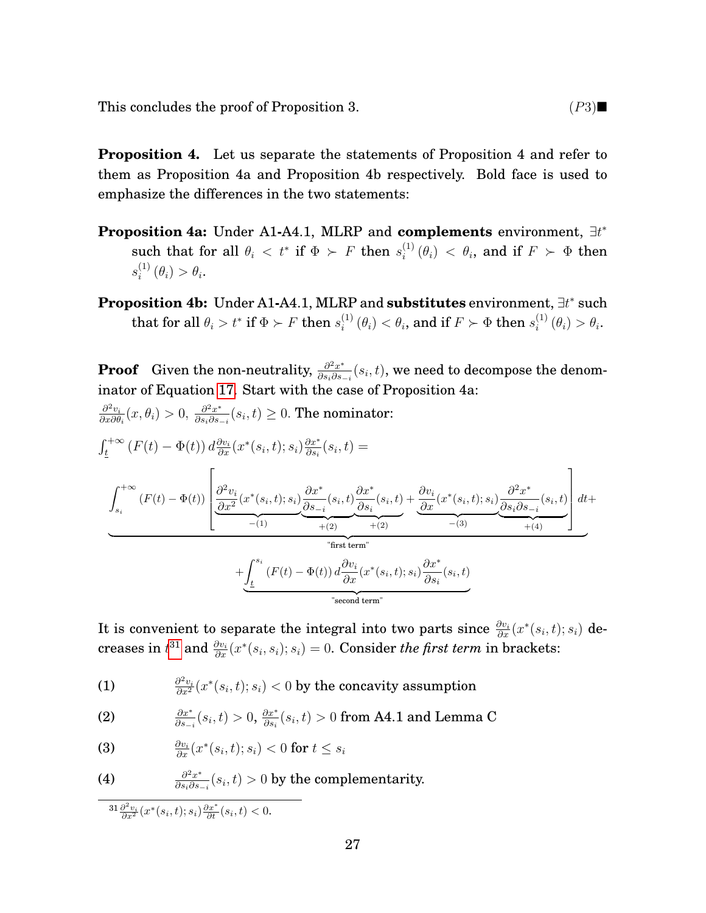This concludes the proof of Proposition 3. $(P3)\blacksquare$

**Proposition 4.** Let us separate the statements of Proposition 4 and refer to them as Proposition 4a and Proposition 4b respectively. Bold face is used to emphasize the differences in the two statements:

**Proposition 4a:** Under A1-A4.1, MLRP and **complements** environment, $\exists t^*$ such that for all $\theta_i < t^*$ if $\Phi \succ F$ then $s_i^{(1)}(\theta_i) < \theta_i$, and if $F \succ \Phi$ then $s_i^{(1)}(\theta_i) > \theta_i$.

**Proposition 4b:** Under A1-A4.1, MLRP and **substitutes** environment, $\exists t^*$ such that for all $\theta_i > t^*$ if $\Phi \succ F$ then $s_i^{(1)}(\theta_i) < \theta_i$, and if $F \succ \Phi$ then $s_i^{(1)}(\theta_i) > \theta_i$.

**Proof** Given the non-neutrality, $\frac{\partial^2 x^*}{\partial s_i \partial s_{-i}}(s_i, t)$, we need to decompose the denominator of Equation 17. Start with the case of Proposition 4a:
$\frac{\partial^2 v_i}{\partial x \partial \theta_i}(x, \theta_i) > 0$, $\frac{\partial^2 x^*}{\partial s_i \partial s_{-i}}(s_i, t) \geq 0$. The nominator:

$\int_{\underline{t}}^{+\infty} (F(t) - \Phi(t))\, d\frac{\partial v_i}{\partial x}(x^*(s_i, t); s_i) \frac{\partial x^*}{\partial s_i}(s_i, t) =$

$$\underbrace{\int_{s_i}^{+\infty} (F(t) - \Phi(t)) \left[ \underbrace{\frac{\partial^2 v_i}{\partial x^2}(x^*(s_i, t); s_i)}_{-(1)} \underbrace{\frac{\partial x^*}{\partial s_{-i}}(s_i, t)}_{+(2)} \underbrace{\frac{\partial x^*}{\partial s_i}(s_i, t)}_{+(2)} + \underbrace{\frac{\partial v_i}{\partial x}(x^*(s_i, t); s_i)}_{-(3)} \underbrace{\frac{\partial^2 x^*}{\partial s_i \partial s_{-i}}(s_i, t)}_{+(4)} \right] dt}_{\text{"first term"}} +$$

$$+ \underbrace{\int_{\underline{t}}^{s_i} (F(t) - \Phi(t))\, d\frac{\partial v_i}{\partial x}(x^*(s_i, t); s_i) \frac{\partial x^*}{\partial s_i}(s_i, t)}_{\text{"second term"}}$$

It is convenient to separate the integral into two parts since $\frac{\partial v_i}{\partial x}(x^*(s_i, t); s_i)$ decreases in $t$[31] and $\frac{\partial v_i}{\partial x}(x^*(s_i, s_i); s_i) = 0$. Consider *the first term* in brackets:

(1) $\frac{\partial^2 v_i}{\partial x^2}(x^*(s_i, t); s_i) < 0$ by the concavity assumption

(2) $\frac{\partial x^*}{\partial s_{-i}}(s_i, t) > 0$, $\frac{\partial x^*}{\partial s_i}(s_i, t) > 0$ from A4.1 and Lemma C

(3) $\frac{\partial v_i}{\partial x}(x^*(s_i, t); s_i) < 0$ for $t \leq s_i$

(4) $\frac{\partial^2 x^*}{\partial s_i \partial s_{-i}}(s_i, t) > 0$ by the complementarity.

[31] $\frac{\partial^2 v_i}{\partial x^2}(x^*(s_i, t); s_i) \frac{\partial x^*}{\partial t}(s_i, t) < 0$.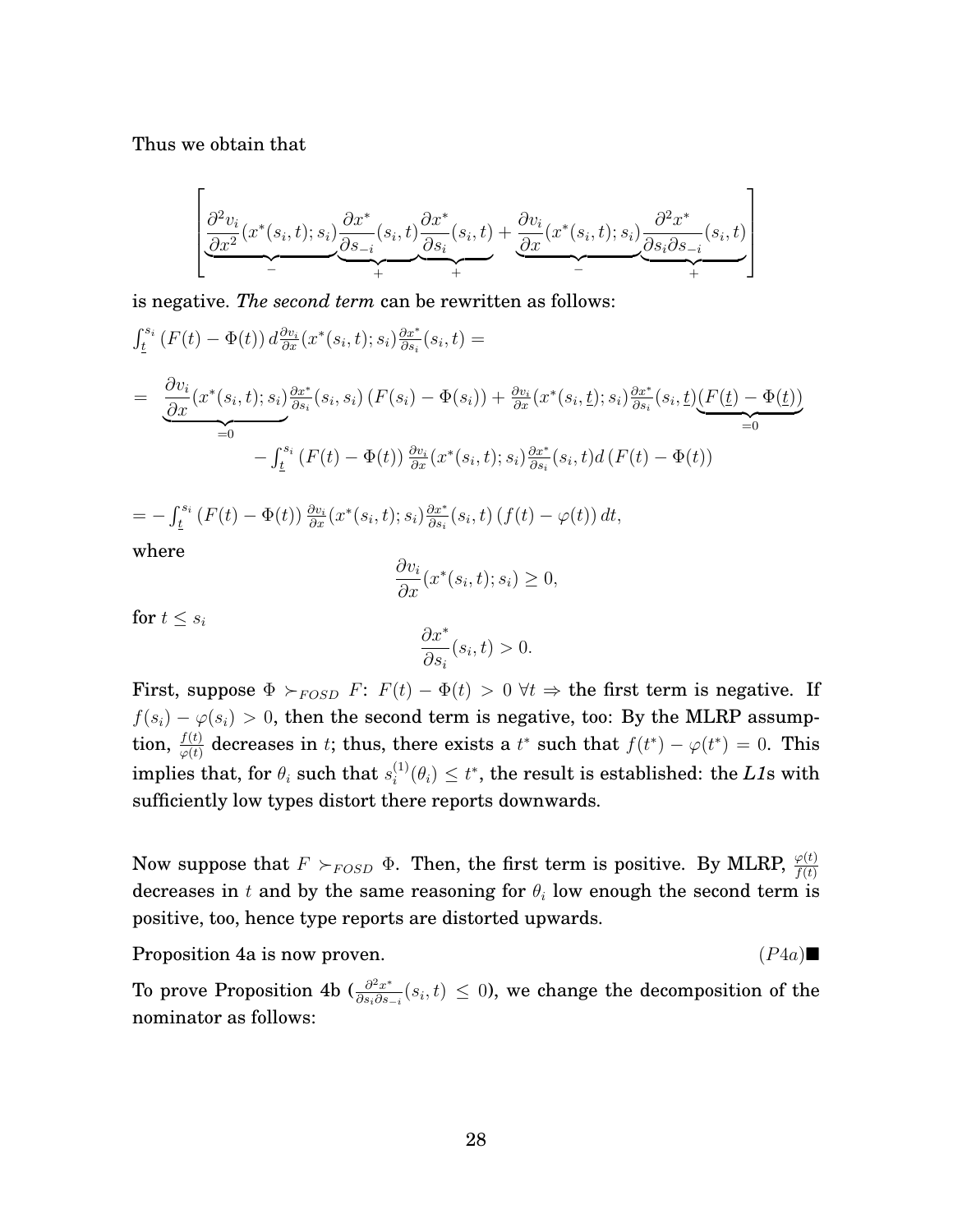Thus we obtain that

$$\left[\underbrace{\frac{\partial^2 v_i}{\partial x^2}(x^*(s_i,t);s_i)}_{-}\underbrace{\frac{\partial x^*}{\partial s_{-i}}(s_i,t)}_{+}\underbrace{\frac{\partial x^*}{\partial s_i}(s_i,t)}_{+}+\underbrace{\frac{\partial v_i}{\partial x}(x^*(s_i,t);s_i)}_{-}\underbrace{\frac{\partial^2 x^*}{\partial s_i \partial s_{-i}}(s_i,t)}_{+}\right]$$

is negative. *The second term* can be rewritten as follows:

$\int_{\underline{t}}^{s_i}(F(t)-\Phi(t))\,d\frac{\partial v_i}{\partial x}(x^*(s_i,t);s_i)\frac{\partial x^*}{\partial s_i}(s_i,t)=$

$$= \underbrace{\frac{\partial v_i}{\partial x}(x^*(s_i,t);s_i)}_{=0}\frac{\partial x^*}{\partial s_i}(s_i,s_i)\left(F(s_i)-\Phi(s_i)\right)+\frac{\partial v_i}{\partial x}(x^*(s_i,\underline{t});s_i)\frac{\partial x^*}{\partial s_i}(s_i,\underline{t})\underbrace{\left(F(\underline{t})-\Phi(\underline{t})\right)}_{=0}$$

$$-\int_{\underline{t}}^{s_i}(F(t)-\Phi(t))\frac{\partial v_i}{\partial x}(x^*(s_i,t);s_i)\frac{\partial x^*}{\partial s_i}(s_i,t)d\left(F(t)-\Phi(t)\right)$$

$=-\int_{\underline{t}}^{s_i}(F(t)-\Phi(t))\frac{\partial v_i}{\partial x}(x^*(s_i,t);s_i)\frac{\partial x^*}{\partial s_i}(s_i,t)\left(f(t)-\varphi(t)\right)dt,$

where

$$\frac{\partial v_i}{\partial x}(x^*(s_i,t);s_i)\geq 0,$$

for $t \leq s_i$

$$\frac{\partial x^*}{\partial s_i}(s_i,t)>0.$$

First, suppose $\Phi \succ_{FOSD} F$: $F(t)-\Phi(t)>0\ \forall t \Rightarrow$ the first term is negative. If $f(s_i)-\varphi(s_i)>0$, then the second term is negative, too: By the MLRP assumption, $\frac{f(t)}{\varphi(t)}$ decreases in $t$; thus, there exists a $t^*$ such that $f(t^*)-\varphi(t^*)=0$. This implies that, for $\theta_i$ such that $s_i^{(1)}(\theta_i)\leq t^*$, the result is established: the *L1*s with sufficiently low types distort there reports downwards.

Now suppose that $F \succ_{FOSD} \Phi$. Then, the first term is positive. By MLRP, $\frac{\varphi(t)}{f(t)}$ decreases in $t$ and by the same reasoning for $\theta_i$ low enough the second term is positive, too, hence type reports are distorted upwards.

Proposition 4a is now proven. $(P4a)$■

To prove Proposition 4b ($\frac{\partial^2 x^*}{\partial s_i \partial s_{-i}}(s_i,t)\leq 0$), we change the decomposition of the nominator as follows: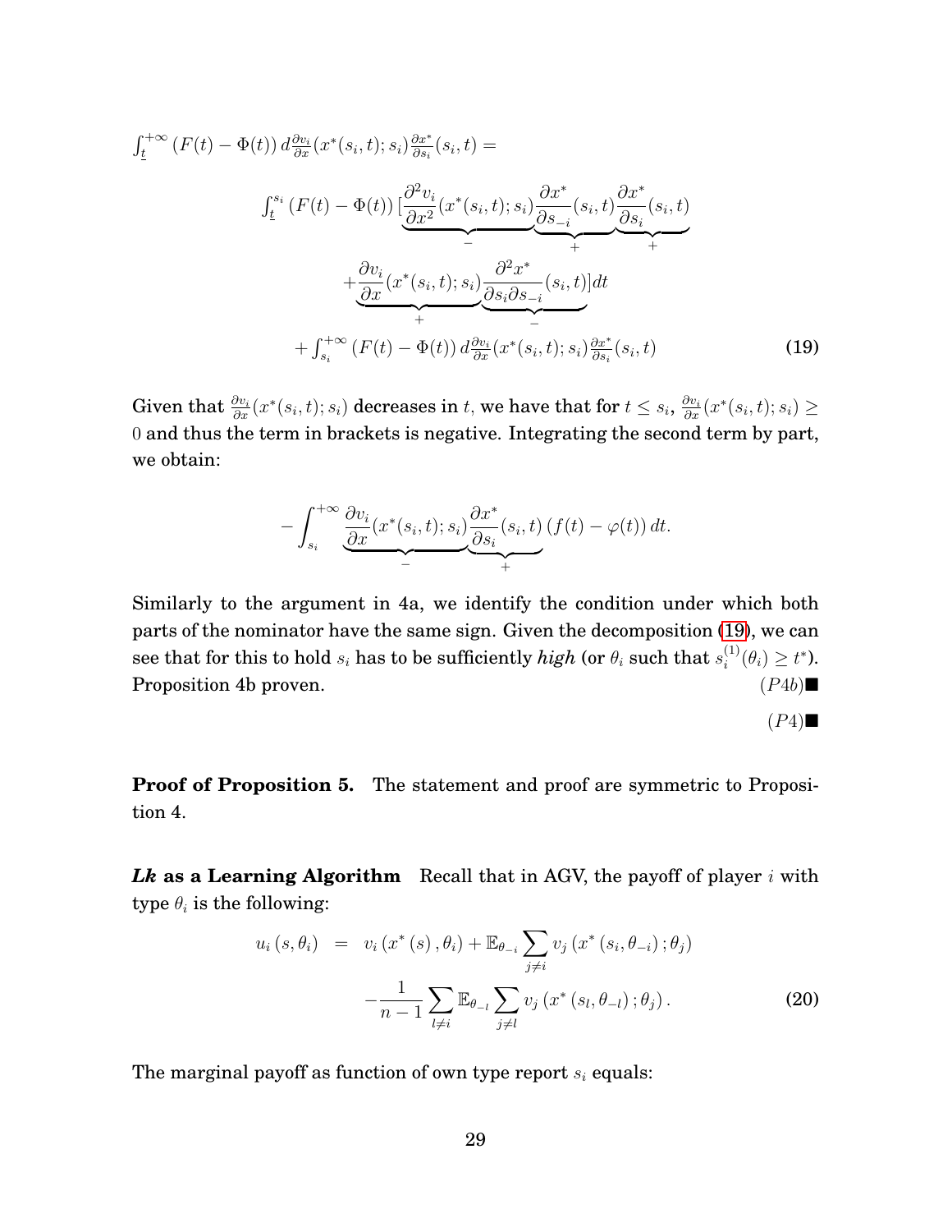$\int_{\underline{t}}^{+\infty} (F(t) - \Phi(t))\, d\frac{\partial v_i}{\partial x}(x^*(s_i,t);s_i)\frac{\partial x^*}{\partial s_i}(s_i,t) =$

$$
\begin{aligned}
&\int_{\underline{t}}^{s_i} (F(t) - \Phi(t))\, [\underbrace{\frac{\partial^2 v_i}{\partial x^2}(x^*(s_i,t);s_i)}_{-}\underbrace{\frac{\partial x^*}{\partial s_{-i}}(s_i,t)}_{+}\underbrace{\frac{\partial x^*}{\partial s_i}(s_i,t)}_{+} \\
&\quad + \underbrace{\frac{\partial v_i}{\partial x}(x^*(s_i,t);s_i)}_{+}\underbrace{\frac{\partial^2 x^*}{\partial s_i \partial s_{-i}}(s_i,t)}_{-}]dt \\
&\quad + \int_{s_i}^{+\infty} (F(t) - \Phi(t))\, d\frac{\partial v_i}{\partial x}(x^*(s_i,t);s_i)\frac{\partial x^*}{\partial s_i}(s_i,t)
\end{aligned}
\tag{19}
$$

Given that $\frac{\partial v_i}{\partial x}(x^*(s_i,t);s_i)$ decreases in $t$, we have that for $t \le s_i$, $\frac{\partial v_i}{\partial x}(x^*(s_i,t);s_i) \ge 0$ and thus the term in brackets is negative. Integrating the second term by part, we obtain:

$$
-\int_{s_i}^{+\infty} \underbrace{\frac{\partial v_i}{\partial x}(x^*(s_i,t);s_i)}_{-}\underbrace{\frac{\partial x^*}{\partial s_i}(s_i,t)}_{+}(f(t) - \varphi(t))\, dt.
$$

Similarly to the argument in 4a, we identify the condition under which both parts of the nominator have the same sign. Given the decomposition (19), we can see that for this to hold $s_i$ has to be sufficiently *high* (or $\theta_i$ such that $s_i^{(1)}(\theta_i) \ge t^*$). Proposition 4b proven. $(P4b)$■

$(P4)$■

**Proof of Proposition 5.** The statement and proof are symmetric to Proposition 4.

***Lk* as a Learning Algorithm** Recall that in AGV, the payoff of player $i$ with type $\theta_i$ is the following:

$$
\begin{aligned}
u_i(s,\theta_i) &= v_i(x^*(s),\theta_i) + \mathbb{E}_{\theta_{-i}} \sum_{j \ne i} v_j(x^*(s_i,\theta_{-i});\theta_j) \\
&\quad - \frac{1}{n-1}\sum_{l \ne i} \mathbb{E}_{\theta_{-l}} \sum_{j \ne l} v_j(x^*(s_l,\theta_{-l});\theta_j).
\end{aligned}
\tag{20}
$$

The marginal payoff as function of own type report $s_i$ equals: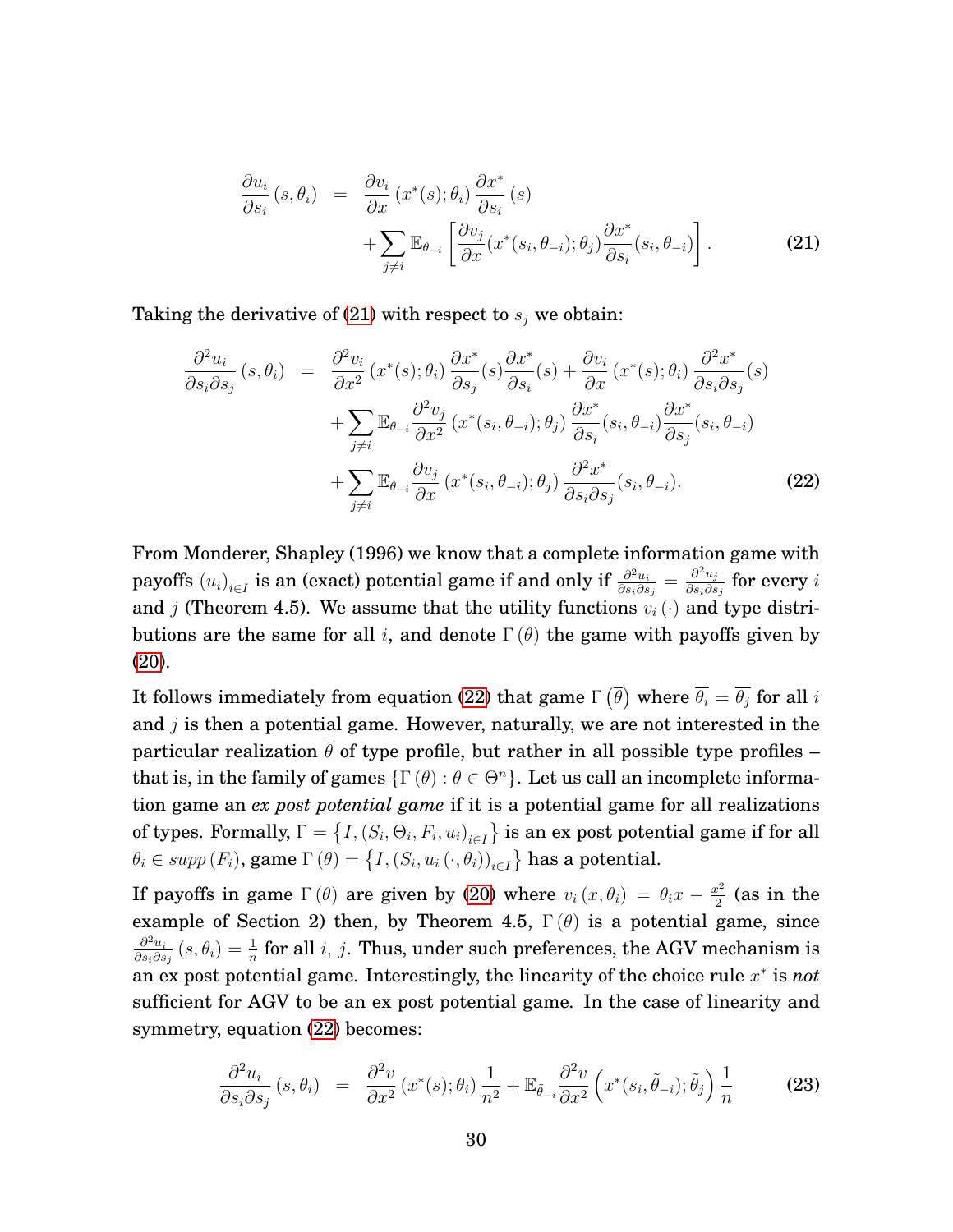$$
\begin{aligned}
\frac{\partial u_i}{\partial s_i}(s,\theta_i) &= \frac{\partial v_i}{\partial x}(x^*(s);\theta_i)\frac{\partial x^*}{\partial s_i}(s) \\
&\quad + \sum_{j\neq i}\mathbb{E}_{\theta_{-i}}\left[\frac{\partial v_j}{\partial x}(x^*(s_i,\theta_{-i});\theta_j)\frac{\partial x^*}{\partial s_i}(s_i,\theta_{-i})\right]. \qquad (21)
\end{aligned}
$$

Taking the derivative of (21) with respect to $s_j$ we obtain:

$$
\begin{aligned}
\frac{\partial^2 u_i}{\partial s_i \partial s_j}(s,\theta_i) &= \frac{\partial^2 v_i}{\partial x^2}(x^*(s);\theta_i)\frac{\partial x^*}{\partial s_j}(s)\frac{\partial x^*}{\partial s_i}(s) + \frac{\partial v_i}{\partial x}(x^*(s);\theta_i)\frac{\partial^2 x^*}{\partial s_i \partial s_j}(s) \\
&\quad + \sum_{j\neq i}\mathbb{E}_{\theta_{-i}}\frac{\partial^2 v_j}{\partial x^2}(x^*(s_i,\theta_{-i});\theta_j)\frac{\partial x^*}{\partial s_i}(s_i,\theta_{-i})\frac{\partial x^*}{\partial s_j}(s_i,\theta_{-i}) \\
&\quad + \sum_{j\neq i}\mathbb{E}_{\theta_{-i}}\frac{\partial v_j}{\partial x}(x^*(s_i,\theta_{-i});\theta_j)\frac{\partial^2 x^*}{\partial s_i \partial s_j}(s_i,\theta_{-i}). \qquad (22)
\end{aligned}
$$

From Monderer, Shapley (1996) we know that a complete information game with payoffs $(u_i)_{i\in I}$ is an (exact) potential game if and only if $\frac{\partial^2 u_i}{\partial s_i \partial s_j} = \frac{\partial^2 u_j}{\partial s_i \partial s_j}$ for every $i$ and $j$ (Theorem 4.5). We assume that the utility functions $v_i(\cdot)$ and type distributions are the same for all $i$, and denote $\Gamma(\theta)$ the game with payoffs given by (20).

It follows immediately from equation (22) that game $\Gamma(\overline{\theta})$ where $\overline{\theta_i} = \overline{\theta_j}$ for all $i$ and $j$ is then a potential game. However, naturally, we are not interested in the particular realization $\overline{\theta}$ of type profile, but rather in all possible type profiles – that is, in the family of games $\{\Gamma(\theta) : \theta \in \Theta^n\}$. Let us call an incomplete information game an *ex post potential game* if it is a potential game for all realizations of types. Formally, $\Gamma = \{I, (S_i, \Theta_i, F_i, u_i)_{i\in I}\}$ is an ex post potential game if for all $\theta_i \in supp(F_i)$, game $\Gamma(\theta) = \{I, (S_i, u_i(\cdot,\theta_i))_{i\in I}\}$ has a potential.

If payoffs in game $\Gamma(\theta)$ are given by (20) where $v_i(x,\theta_i) = \theta_i x - \frac{x^2}{2}$ (as in the example of Section 2) then, by Theorem 4.5, $\Gamma(\theta)$ is a potential game, since $\frac{\partial^2 u_i}{\partial s_i \partial s_j}(s,\theta_i) = \frac{1}{n}$ for all $i$, $j$. Thus, under such preferences, the AGV mechanism is an ex post potential game. Interestingly, the linearity of the choice rule $x^*$ is *not* sufficient for AGV to be an ex post potential game. In the case of linearity and symmetry, equation (22) becomes:

$$
\frac{\partial^2 u_i}{\partial s_i \partial s_j}(s,\theta_i) = \frac{\partial^2 v}{\partial x^2}(x^*(s);\theta_i)\frac{1}{n^2} + \mathbb{E}_{\tilde{\theta}_{-i}}\frac{\partial^2 v}{\partial x^2}\left(x^*(s_i,\tilde{\theta}_{-i});\tilde{\theta}_j\right)\frac{1}{n} \qquad (23)
$$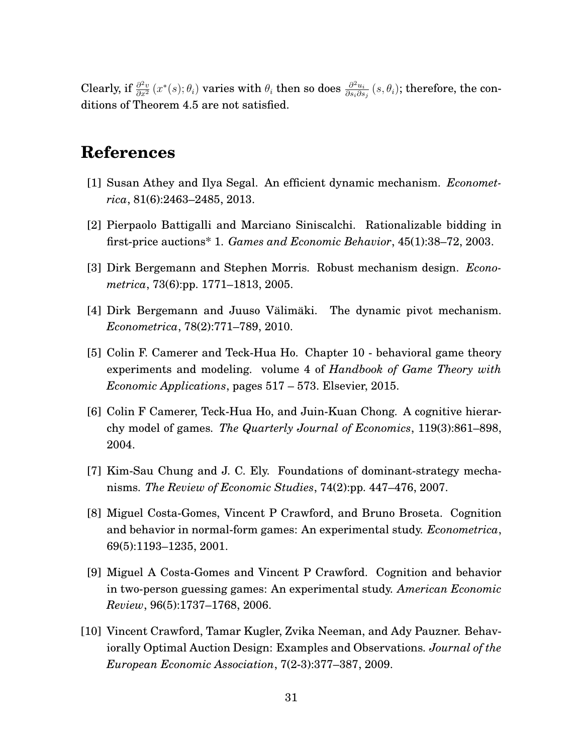Clearly, if $\frac{\partial^2 v}{\partial x^2}(x^*(s);\theta_i)$ varies with $\theta_i$ then so does $\frac{\partial^2 u_i}{\partial s_i \partial s_j}(s,\theta_i)$; therefore, the conditions of Theorem 4.5 are not satisfied.

# References

[1] Susan Athey and Ilya Segal. An efficient dynamic mechanism. *Econometrica*, 81(6):2463–2485, 2013.

[2] Pierpaolo Battigalli and Marciano Siniscalchi. Rationalizable bidding in first-price auctions* 1. *Games and Economic Behavior*, 45(1):38–72, 2003.

[3] Dirk Bergemann and Stephen Morris. Robust mechanism design. *Econometrica*, 73(6):pp. 1771–1813, 2005.

[4] Dirk Bergemann and Juuso Välimäki. The dynamic pivot mechanism. *Econometrica*, 78(2):771–789, 2010.

[5] Colin F. Camerer and Teck-Hua Ho. Chapter 10 - behavioral game theory experiments and modeling. volume 4 of *Handbook of Game Theory with Economic Applications*, pages 517 – 573. Elsevier, 2015.

[6] Colin F Camerer, Teck-Hua Ho, and Juin-Kuan Chong. A cognitive hierarchy model of games. *The Quarterly Journal of Economics*, 119(3):861–898, 2004.

[7] Kim-Sau Chung and J. C. Ely. Foundations of dominant-strategy mechanisms. *The Review of Economic Studies*, 74(2):pp. 447–476, 2007.

[8] Miguel Costa-Gomes, Vincent P Crawford, and Bruno Broseta. Cognition and behavior in normal-form games: An experimental study. *Econometrica*, 69(5):1193–1235, 2001.

[9] Miguel A Costa-Gomes and Vincent P Crawford. Cognition and behavior in two-person guessing games: An experimental study. *American Economic Review*, 96(5):1737–1768, 2006.

[10] Vincent Crawford, Tamar Kugler, Zvika Neeman, and Ady Pauzner. Behaviorally Optimal Auction Design: Examples and Observations. *Journal of the European Economic Association*, 7(2-3):377–387, 2009.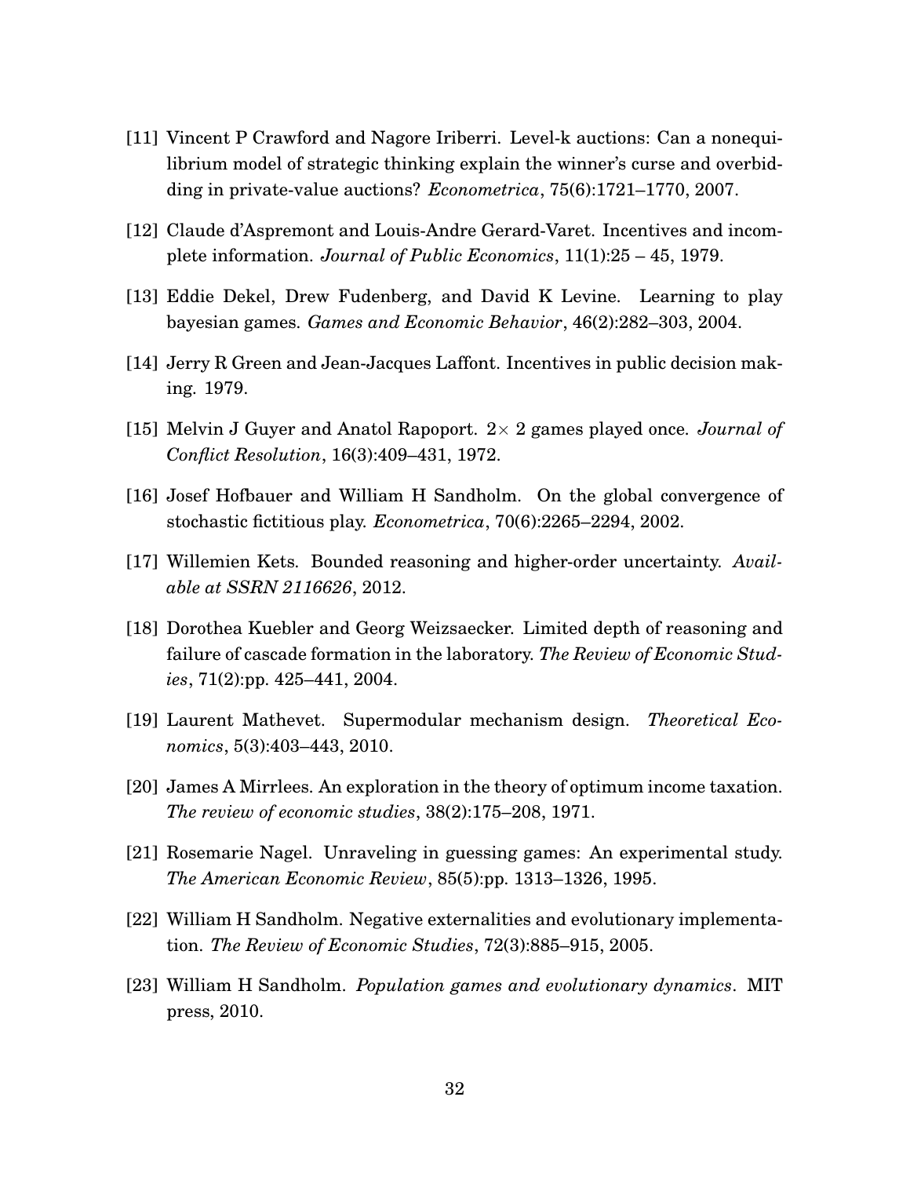[11] Vincent P Crawford and Nagore Iriberri. Level-k auctions: Can a nonequilibrium model of strategic thinking explain the winner's curse and overbidding in private-value auctions? *Econometrica*, 75(6):1721–1770, 2007.

[12] Claude d'Aspremont and Louis-Andre Gerard-Varet. Incentives and incomplete information. *Journal of Public Economics*, 11(1):25 – 45, 1979.

[13] Eddie Dekel, Drew Fudenberg, and David K Levine. Learning to play bayesian games. *Games and Economic Behavior*, 46(2):282–303, 2004.

[14] Jerry R Green and Jean-Jacques Laffont. Incentives in public decision making. 1979.

[15] Melvin J Guyer and Anatol Rapoport. $2\times 2$ games played once. *Journal of Conflict Resolution*, 16(3):409–431, 1972.

[16] Josef Hofbauer and William H Sandholm. On the global convergence of stochastic fictitious play. *Econometrica*, 70(6):2265–2294, 2002.

[17] Willemien Kets. Bounded reasoning and higher-order uncertainty. *Available at SSRN 2116626*, 2012.

[18] Dorothea Kuebler and Georg Weizsaecker. Limited depth of reasoning and failure of cascade formation in the laboratory. *The Review of Economic Studies*, 71(2):pp. 425–441, 2004.

[19] Laurent Mathevet. Supermodular mechanism design. *Theoretical Economics*, 5(3):403–443, 2010.

[20] James A Mirrlees. An exploration in the theory of optimum income taxation. *The review of economic studies*, 38(2):175–208, 1971.

[21] Rosemarie Nagel. Unraveling in guessing games: An experimental study. *The American Economic Review*, 85(5):pp. 1313–1326, 1995.

[22] William H Sandholm. Negative externalities and evolutionary implementation. *The Review of Economic Studies*, 72(3):885–915, 2005.

[23] William H Sandholm. *Population games and evolutionary dynamics*. MIT press, 2010.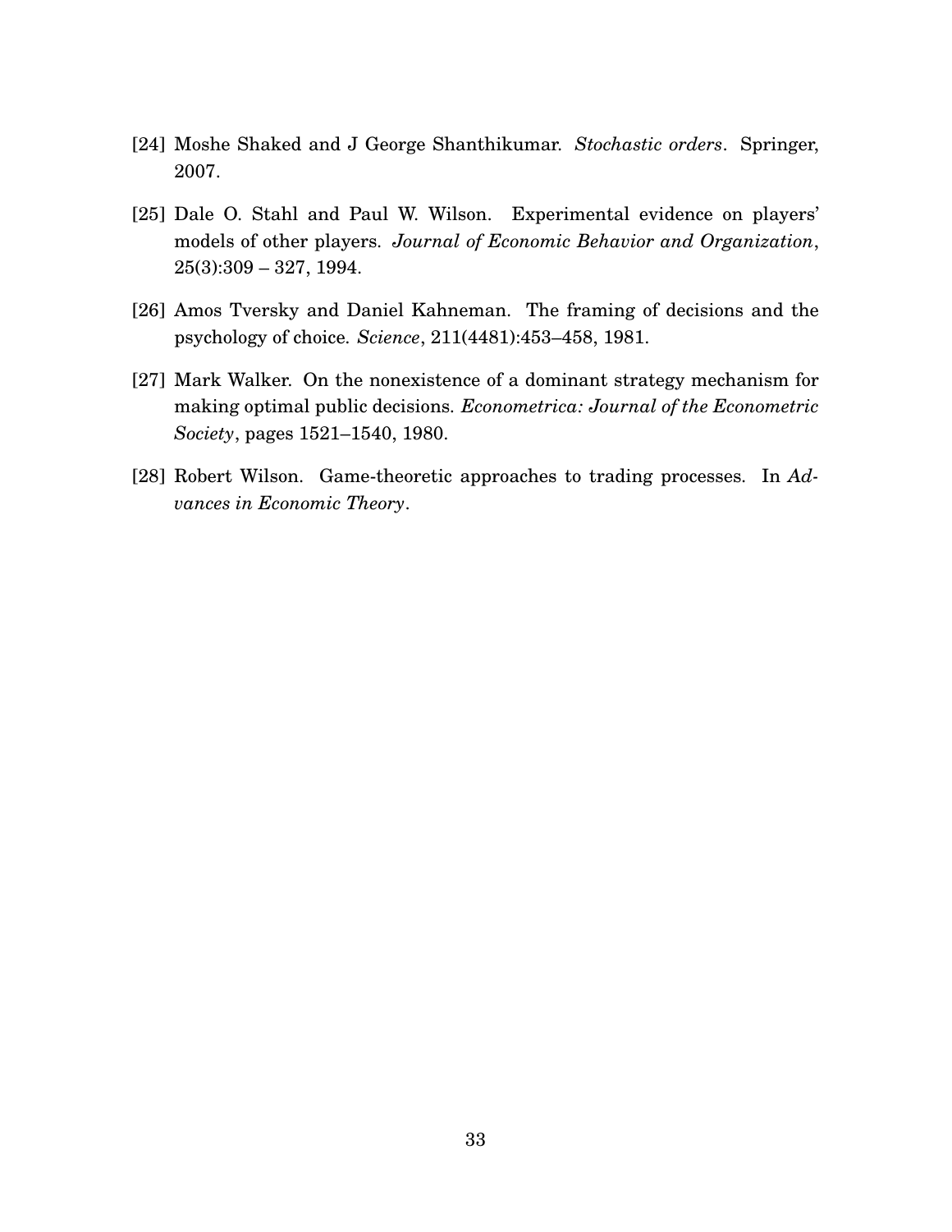[24] Moshe Shaked and J George Shanthikumar. *Stochastic orders*. Springer, 2007.

[25] Dale O. Stahl and Paul W. Wilson. Experimental evidence on players' models of other players. *Journal of Economic Behavior and Organization*, 25(3):309 – 327, 1994.

[26] Amos Tversky and Daniel Kahneman. The framing of decisions and the psychology of choice. *Science*, 211(4481):453–458, 1981.

[27] Mark Walker. On the nonexistence of a dominant strategy mechanism for making optimal public decisions. *Econometrica: Journal of the Econometric Society*, pages 1521–1540, 1980.

[28] Robert Wilson. Game-theoretic approaches to trading processes. In *Advances in Economic Theory*.